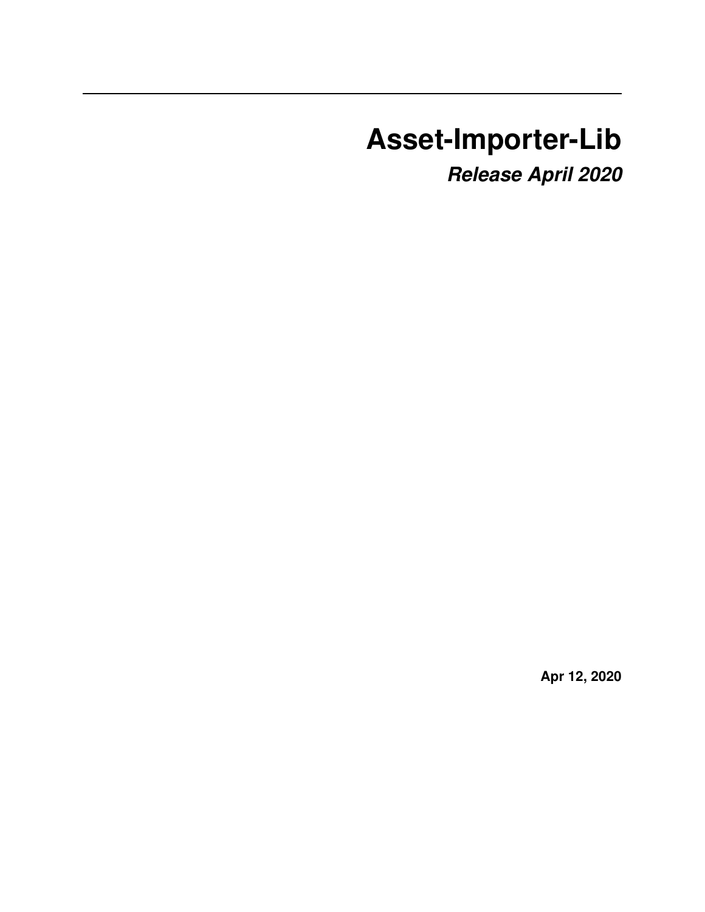# Asset-Importer-Lib

***Release April 2020***

**Apr 12, 2020**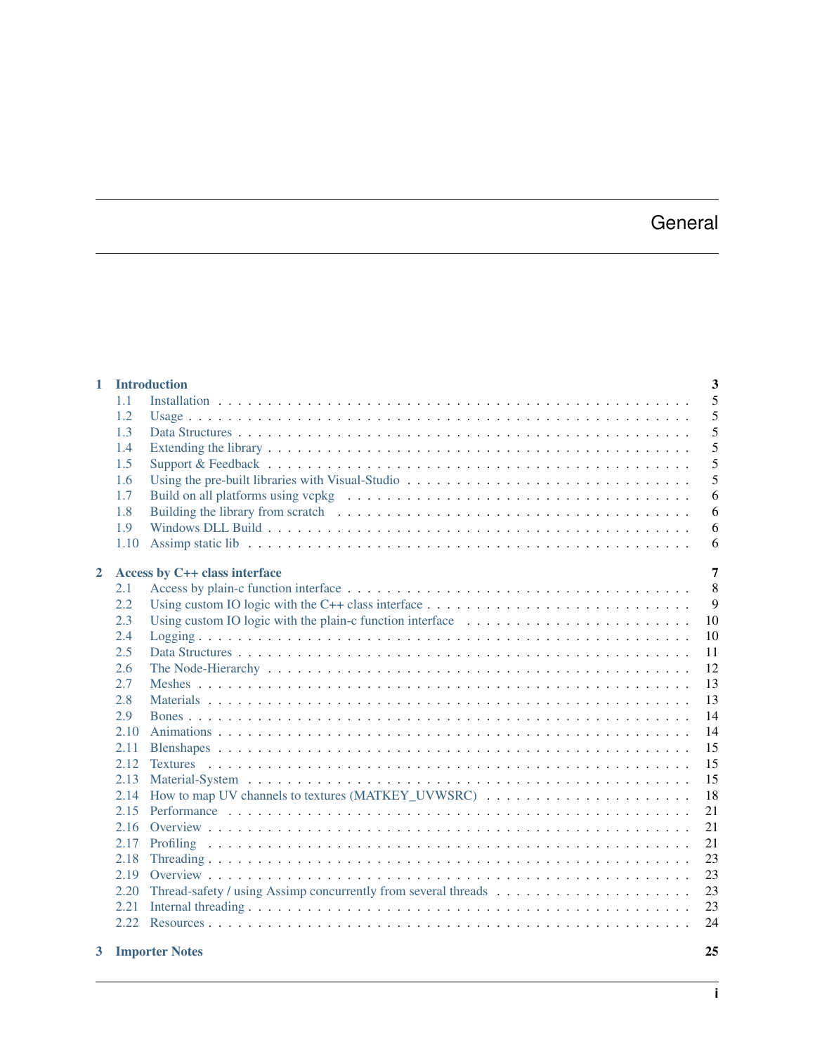# General

| | | |
|---|---|---|
| **1** | **Introduction** | **3** |
| 1.1 | Installation | 5 |
| 1.2 | Usage | 5 |
| 1.3 | Data Structures | 5 |
| 1.4 | Extending the library | 5 |
| 1.5 | Support & Feedback | 5 |
| 1.6 | Using the pre-built libraries with Visual-Studio | 5 |
| 1.7 | Build on all platforms using vcpkg | 6 |
| 1.8 | Building the library from scratch | 6 |
| 1.9 | Windows DLL Build | 6 |
| 1.10 | Assimp static lib | 6 |
| **2** | **Access by C++ class interface** | **7** |
| 2.1 | Access by plain-c function interface | 8 |
| 2.2 | Using custom IO logic with the C++ class interface | 9 |
| 2.3 | Using custom IO logic with the plain-c function interface | 10 |
| 2.4 | Logging | 10 |
| 2.5 | Data Structures | 11 |
| 2.6 | The Node-Hierarchy | 12 |
| 2.7 | Meshes | 13 |
| 2.8 | Materials | 13 |
| 2.9 | Bones | 14 |
| 2.10 | Animations | 14 |
| 2.11 | Blenshapes | 15 |
| 2.12 | Textures | 15 |
| 2.13 | Material-System | 15 |
| 2.14 | How to map UV channels to textures (MATKEY_UVWSRC) | 18 |
| 2.15 | Performance | 21 |
| 2.16 | Overview | 21 |
| 2.17 | Profiling | 21 |
| 2.18 | Threading | 23 |
| 2.19 | Overview | 23 |
| 2.20 | Thread-safety / using Assimp concurrently from several threads | 23 |
| 2.21 | Internal threading | 23 |
| 2.22 | Resources | 24 |
| **3** | **Importer Notes** | **25** |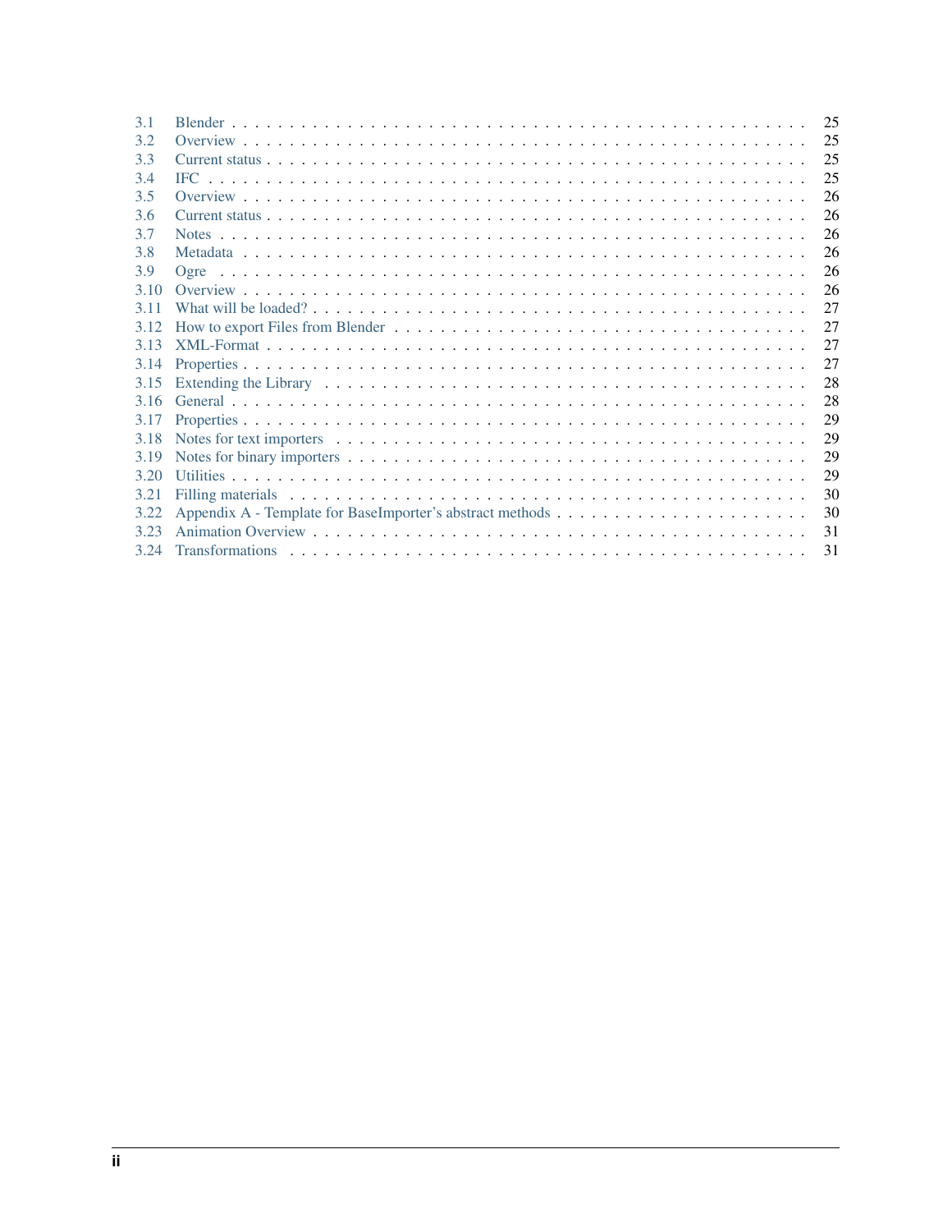- 3.1 Blender . . . 25
- 3.2 Overview . . . 25
- 3.3 Current status . . . 25
- 3.4 IFC . . . 25
- 3.5 Overview . . . 26
- 3.6 Current status . . . 26
- 3.7 Notes . . . 26
- 3.8 Metadata . . . 26
- 3.9 Ogre . . . 26
- 3.10 Overview . . . 26
- 3.11 What will be loaded? . . . 27
- 3.12 How to export Files from Blender . . . 27
- 3.13 XML-Format . . . 27
- 3.14 Properties . . . 27
- 3.15 Extending the Library . . . 28
- 3.16 General . . . 28
- 3.17 Properties . . . 29
- 3.18 Notes for text importers . . . 29
- 3.19 Notes for binary importers . . . 29
- 3.20 Utilities . . . 29
- 3.21 Filling materials . . . 30
- 3.22 Appendix A - Template for BaseImporter's abstract methods . . . 30
- 3.23 Animation Overview . . . 31
- 3.24 Transformations . . . 31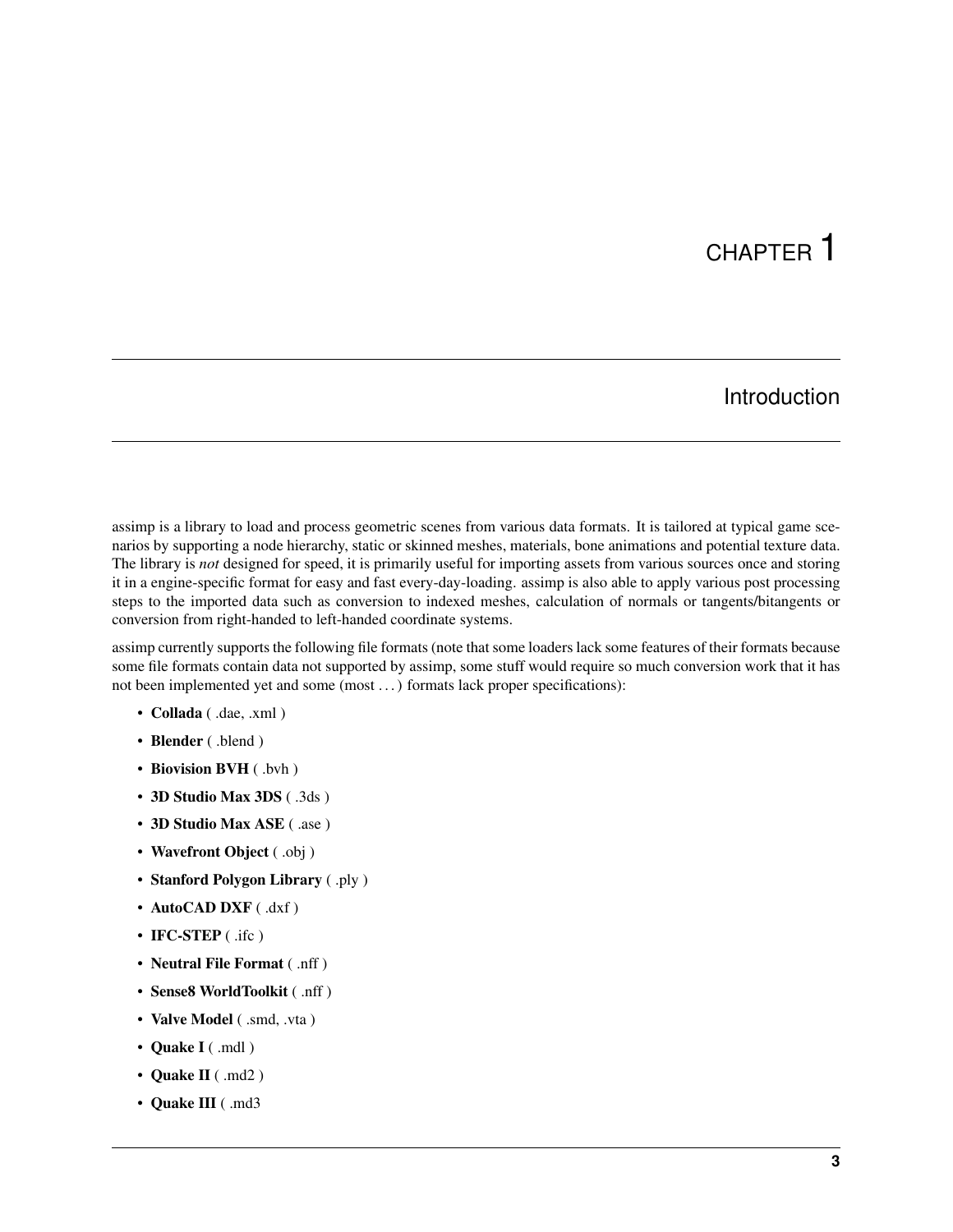# CHAPTER 1

## Introduction

assimp is a library to load and process geometric scenes from various data formats. It is tailored at typical game scenarios by supporting a node hierarchy, static or skinned meshes, materials, bone animations and potential texture data. The library is *not* designed for speed, it is primarily useful for importing assets from various sources once and storing it in a engine-specific format for easy and fast every-day-loading. assimp is also able to apply various post processing steps to the imported data such as conversion to indexed meshes, calculation of normals or tangents/bitangents or conversion from right-handed to left-handed coordinate systems.

assimp currently supports the following file formats (note that some loaders lack some features of their formats because some file formats contain data not supported by assimp, some stuff would require so much conversion work that it has not been implemented yet and some (most . . . ) formats lack proper specifications):

- **Collada** ( .dae, .xml )
- **Blender** ( .blend )
- **Biovision BVH** ( .bvh )
- **3D Studio Max 3DS** ( .3ds )
- **3D Studio Max ASE** ( .ase )
- **Wavefront Object** ( .obj )
- **Stanford Polygon Library** ( .ply )
- **AutoCAD DXF** ( .dxf )
- **IFC-STEP** ( .ifc )
- **Neutral File Format** ( .nff )
- **Sense8 WorldToolkit** ( .nff )
- **Valve Model** ( .smd, .vta )
- **Quake I** ( .mdl )
- **Quake II** ( .md2 )
- **Quake III** ( .md3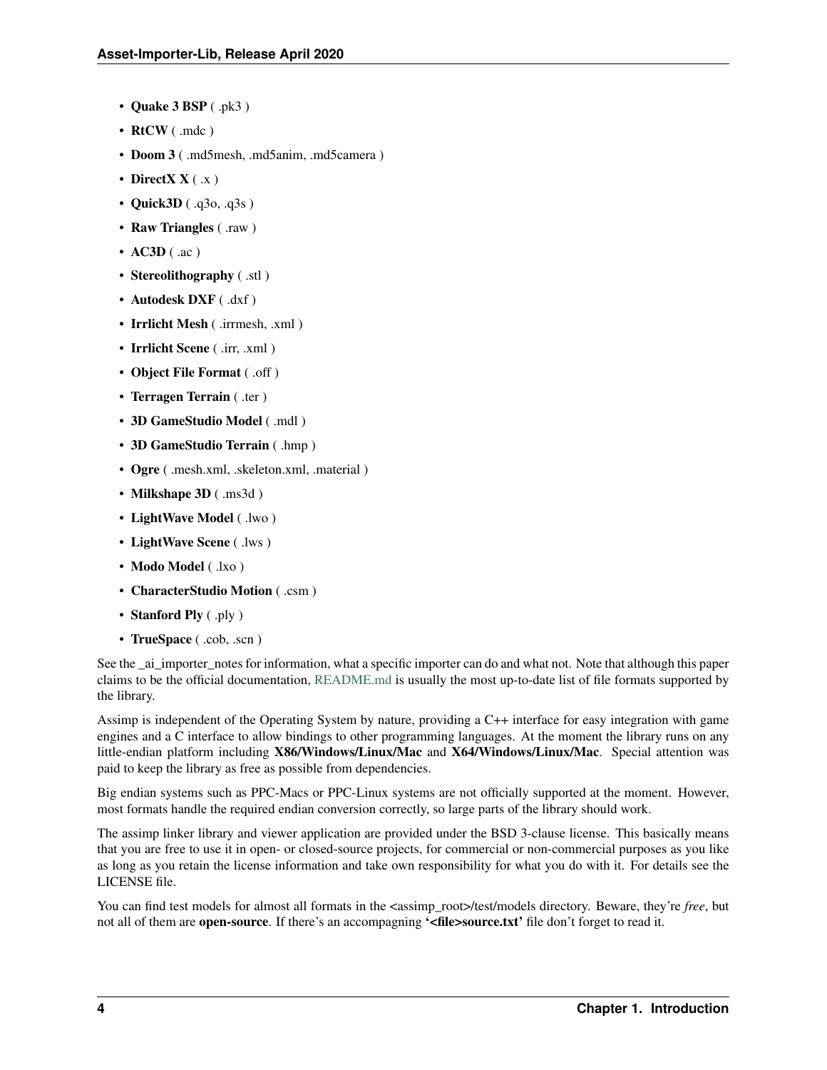- **Quake 3 BSP** ( .pk3 )
- **RtCW** ( .mdc )
- **Doom 3** ( .md5mesh, .md5anim, .md5camera )
- **DirectX X** ( .x )
- **Quick3D** ( .q3o, .q3s )
- **Raw Triangles** ( .raw )
- **AC3D** ( .ac )
- **Stereolithography** ( .stl )
- **Autodesk DXF** ( .dxf )
- **Irrlicht Mesh** ( .irrmesh, .xml )
- **Irrlicht Scene** ( .irr, .xml )
- **Object File Format** ( .off )
- **Terragen Terrain** ( .ter )
- **3D GameStudio Model** ( .mdl )
- **3D GameStudio Terrain** ( .hmp )
- **Ogre** ( .mesh.xml, .skeleton.xml, .material )
- **Milkshape 3D** ( .ms3d )
- **LightWave Model** ( .lwo )
- **LightWave Scene** ( .lws )
- **Modo Model** ( .lxo )
- **CharacterStudio Motion** ( .csm )
- **Stanford Ply** ( .ply )
- **TrueSpace** ( .cob, .scn )

See the _ai_importer_notes for information, what a specific importer can do and what not. Note that although this paper claims to be the official documentation, README.md is usually the most up-to-date list of file formats supported by the library.

Assimp is independent of the Operating System by nature, providing a C++ interface for easy integration with game engines and a C interface to allow bindings to other programming languages. At the moment the library runs on any little-endian platform including **X86/Windows/Linux/Mac** and **X64/Windows/Linux/Mac**. Special attention was paid to keep the library as free as possible from dependencies.

Big endian systems such as PPC-Macs or PPC-Linux systems are not officially supported at the moment. However, most formats handle the required endian conversion correctly, so large parts of the library should work.

The assimp linker library and viewer application are provided under the BSD 3-clause license. This basically means that you are free to use it in open- or closed-source projects, for commercial or non-commercial purposes as you like as long as you retain the license information and take own responsibility for what you do with it. For details see the LICENSE file.

You can find test models for almost all formats in the <assimp_root>/test/models directory. Beware, they're *free*, but not all of them are **open-source**. If there's an accompagning **'<file>source.txt'** file don't forget to read it.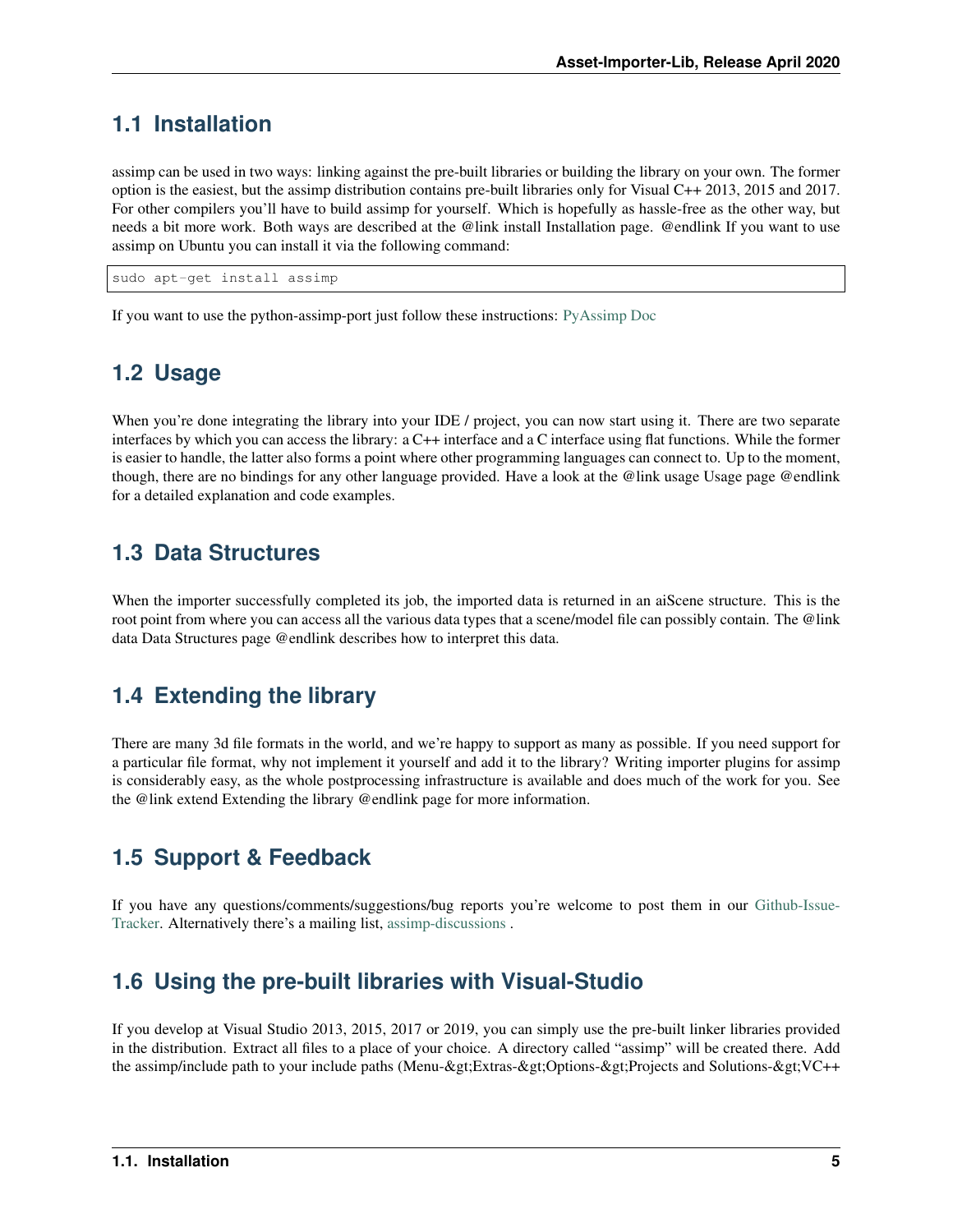## 1.1 Installation

assimp can be used in two ways: linking against the pre-built libraries or building the library on your own. The former option is the easiest, but the assimp distribution contains pre-built libraries only for Visual C++ 2013, 2015 and 2017. For other compilers you'll have to build assimp for yourself. Which is hopefully as hassle-free as the other way, but needs a bit more work. Both ways are described at the @link install Installation page. @endlink If you want to use assimp on Ubuntu you can install it via the following command:

```
sudo apt-get install assimp
```

If you want to use the python-assimp-port just follow these instructions: PyAssimp Doc

## 1.2 Usage

When you're done integrating the library into your IDE / project, you can now start using it. There are two separate interfaces by which you can access the library: a C++ interface and a C interface using flat functions. While the former is easier to handle, the latter also forms a point where other programming languages can connect to. Up to the moment, though, there are no bindings for any other language provided. Have a look at the @link usage Usage page @endlink for a detailed explanation and code examples.

## 1.3 Data Structures

When the importer successfully completed its job, the imported data is returned in an aiScene structure. This is the root point from where you can access all the various data types that a scene/model file can possibly contain. The @link data Data Structures page @endlink describes how to interpret this data.

## 1.4 Extending the library

There are many 3d file formats in the world, and we're happy to support as many as possible. If you need support for a particular file format, why not implement it yourself and add it to the library? Writing importer plugins for assimp is considerably easy, as the whole postprocessing infrastructure is available and does much of the work for you. See the @link extend Extending the library @endlink page for more information.

## 1.5 Support & Feedback

If you have any questions/comments/suggestions/bug reports you're welcome to post them in our Github-Issue-Tracker. Alternatively there's a mailing list, assimp-discussions .

## 1.6 Using the pre-built libraries with Visual-Studio

If you develop at Visual Studio 2013, 2015, 2017 or 2019, you can simply use the pre-built linker libraries provided in the distribution. Extract all files to a place of your choice. A directory called "assimp" will be created there. Add the assimp/include path to your include paths (Menu-&gt;Extras-&gt;Options-&gt;Projects and Solutions-&gt;VC++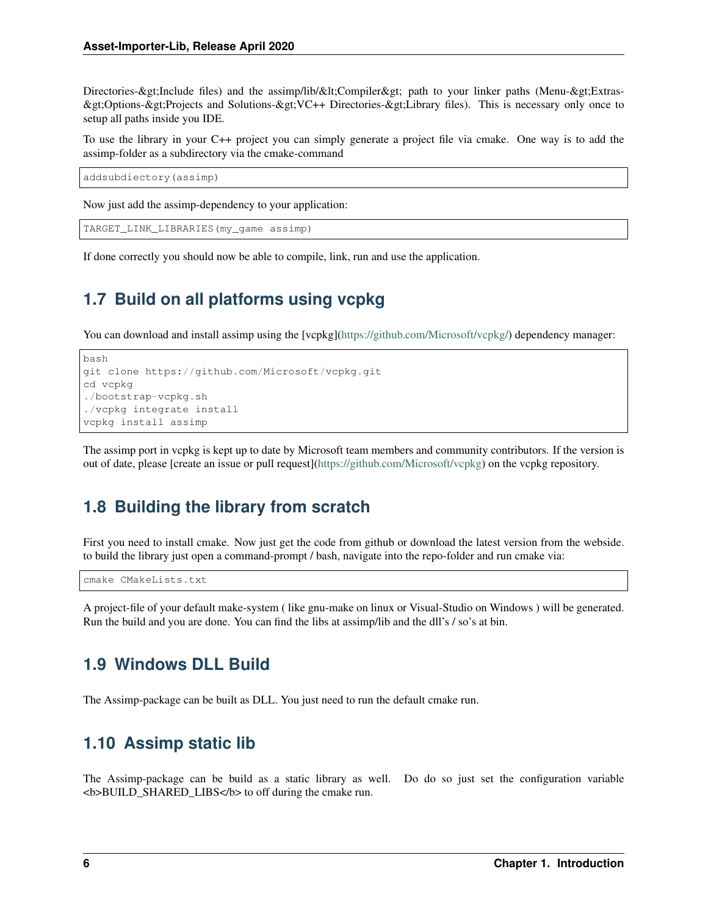Directories-&gt;Include files) and the assimp/lib/&lt;Compiler&gt; path to your linker paths (Menu-&gt;Extras-&gt;Options-&gt;Projects and Solutions-&gt;VC++ Directories-&gt;Library files). This is necessary only once to setup all paths inside you IDE.

To use the library in your C++ project you can simply generate a project file via cmake. One way is to add the assimp-folder as a subdirectory via the cmake-command

```
addsubdiectory(assimp)
```

Now just add the assimp-dependency to your application:

```
TARGET_LINK_LIBRARIES(my_game assimp)
```

If done correctly you should now be able to compile, link, run and use the application.

## 1.7 Build on all platforms using vcpkg

You can download and install assimp using the [vcpkg](https://github.com/Microsoft/vcpkg/) dependency manager:

```
bash
git clone https://github.com/Microsoft/vcpkg.git
cd vcpkg
./bootstrap-vcpkg.sh
./vcpkg integrate install
vcpkg install assimp
```

The assimp port in vcpkg is kept up to date by Microsoft team members and community contributors. If the version is out of date, please [create an issue or pull request](https://github.com/Microsoft/vcpkg) on the vcpkg repository.

## 1.8 Building the library from scratch

First you need to install cmake. Now just get the code from github or download the latest version from the webside. to build the library just open a command-prompt / bash, navigate into the repo-folder and run cmake via:

```
cmake CMakeLists.txt
```

A project-file of your default make-system ( like gnu-make on linux or Visual-Studio on Windows ) will be generated. Run the build and you are done. You can find the libs at assimp/lib and the dll's / so's at bin.

## 1.9 Windows DLL Build

The Assimp-package can be built as DLL. You just need to run the default cmake run.

## 1.10 Assimp static lib

The Assimp-package can be build as a static library as well. Do do so just set the configuration variable <b>BUILD_SHARED_LIBS</b> to off during the cmake run.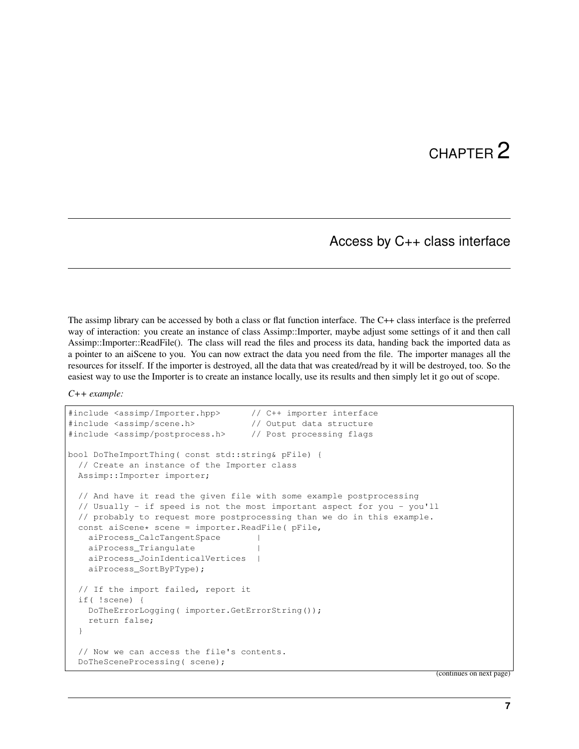# CHAPTER 2

## Access by C++ class interface

The assimp library can be accessed by both a class or flat function interface. The C++ class interface is the preferred way of interaction: you create an instance of class Assimp::Importer, maybe adjust some settings of it and then call Assimp::Importer::ReadFile(). The class will read the files and process its data, handing back the imported data as a pointer to an aiScene to you. You can now extract the data you need from the file. The importer manages all the resources for itsself. If the importer is destroyed, all the data that was created/read by it will be destroyed, too. So the easiest way to use the Importer is to create an instance locally, use its results and then simply let it go out of scope.

*C++ example:*

```
#include <assimp/Importer.hpp>      // C++ importer interface
#include <assimp/scene.h>           // Output data structure
#include <assimp/postprocess.h>     // Post processing flags

bool DoTheImportThing( const std::string& pFile) {
  // Create an instance of the Importer class
  Assimp::Importer importer;

  // And have it read the given file with some example postprocessing
  // Usually - if speed is not the most important aspect for you - you'll
  // probably to request more postprocessing than we do in this example.
  const aiScene* scene = importer.ReadFile( pFile,
    aiProcess_CalcTangentSpace       |
    aiProcess_Triangulate            |
    aiProcess_JoinIdenticalVertices  |
    aiProcess_SortByPType);

  // If the import failed, report it
  if( !scene) {
    DoTheErrorLogging( importer.GetErrorString());
    return false;
  }

  // Now we can access the file's contents.
  DoTheSceneProcessing( scene);
```

(continues on next page)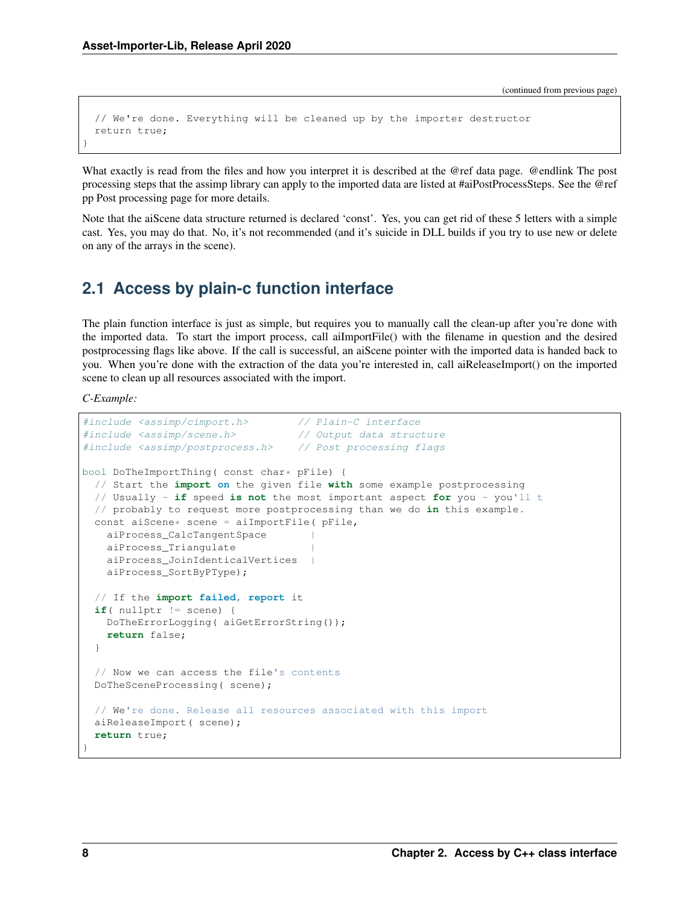```
  // We're done. Everything will be cleaned up by the importer destructor
  return true;
}
```

What exactly is read from the files and how you interpret it is described at the @ref data page. @endlink The post processing steps that the assimp library can apply to the imported data are listed at #aiPostProcessSteps. See the @ref pp Post processing page for more details.

Note that the aiScene data structure returned is declared 'const'. Yes, you can get rid of these 5 letters with a simple cast. Yes, you may do that. No, it's not recommended (and it's suicide in DLL builds if you try to use new or delete on any of the arrays in the scene).

## 2.1 Access by plain-c function interface

The plain function interface is just as simple, but requires you to manually call the clean-up after you're done with the imported data. To start the import process, call aiImportFile() with the filename in question and the desired postprocessing flags like above. If the call is successful, an aiScene pointer with the imported data is handed back to you. When you're done with the extraction of the data you're interested in, call aiReleaseImport() on the imported scene to clean up all resources associated with the import.

*C-Example:*

```
#include <assimp/cimport.h>        // Plain-C interface
#include <assimp/scene.h>          // Output data structure
#include <assimp/postprocess.h>    // Post processing flags

bool DoTheImportThing( const char* pFile) {
  // Start the import on the given file with some example postprocessing
  // Usually - if speed is not the most important aspect for you - you'll t
  // probably to request more postprocessing than we do in this example.
  const aiScene* scene = aiImportFile( pFile,
    aiProcess_CalcTangentSpace       |
    aiProcess_Triangulate            |
    aiProcess_JoinIdenticalVertices  |
    aiProcess_SortByPType);

  // If the import failed, report it
  if( nullptr != scene) {
    DoTheErrorLogging( aiGetErrorString());
    return false;
  }

  // Now we can access the file's contents
  DoTheSceneProcessing( scene);

  // We're done. Release all resources associated with this import
  aiReleaseImport( scene);
  return true;
}
```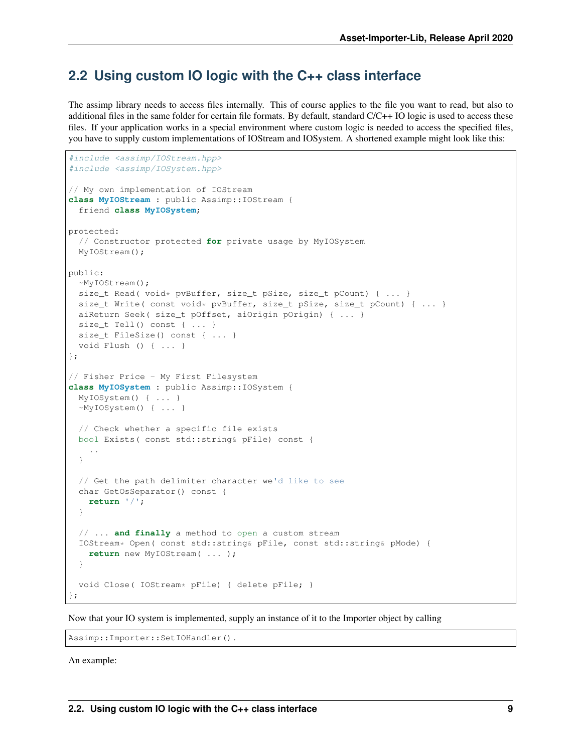## 2.2 Using custom IO logic with the C++ class interface

The assimp library needs to access files internally. This of course applies to the file you want to read, but also to additional files in the same folder for certain file formats. By default, standard C/C++ IO logic is used to access these files. If your application works in a special environment where custom logic is needed to access the specified files, you have to supply custom implementations of IOStream and IOSystem. A shortened example might look like this:

```
#include <assimp/IOStream.hpp>
#include <assimp/IOSystem.hpp>

// My own implementation of IOStream
class MyIOStream : public Assimp::IOStream {
  friend class MyIOSystem;

protected:
  // Constructor protected for private usage by MyIOSystem
  MyIOStream();

public:
  ~MyIOStream();
  size_t Read( void* pvBuffer, size_t pSize, size_t pCount) { ... }
  size_t Write( const void* pvBuffer, size_t pSize, size_t pCount) { ... }
  aiReturn Seek( size_t pOffset, aiOrigin pOrigin) { ... }
  size_t Tell() const { ... }
  size_t FileSize() const { ... }
  void Flush () { ... }
};

// Fisher Price - My First Filesystem
class MyIOSystem : public Assimp::IOSystem {
  MyIOSystem() { ... }
  ~MyIOSystem() { ... }

  // Check whether a specific file exists
  bool Exists( const std::string& pFile) const {
    ..
  }

  // Get the path delimiter character we'd like to see
  char GetOsSeparator() const {
    return '/';
  }

  // ... and finally a method to open a custom stream
  IOStream* Open( const std::string& pFile, const std::string& pMode) {
    return new MyIOStream( ... );
  }

  void Close( IOStream* pFile) { delete pFile; }
};
```

Now that your IO system is implemented, supply an instance of it to the Importer object by calling

```
Assimp::Importer::SetIOHandler().
```

An example: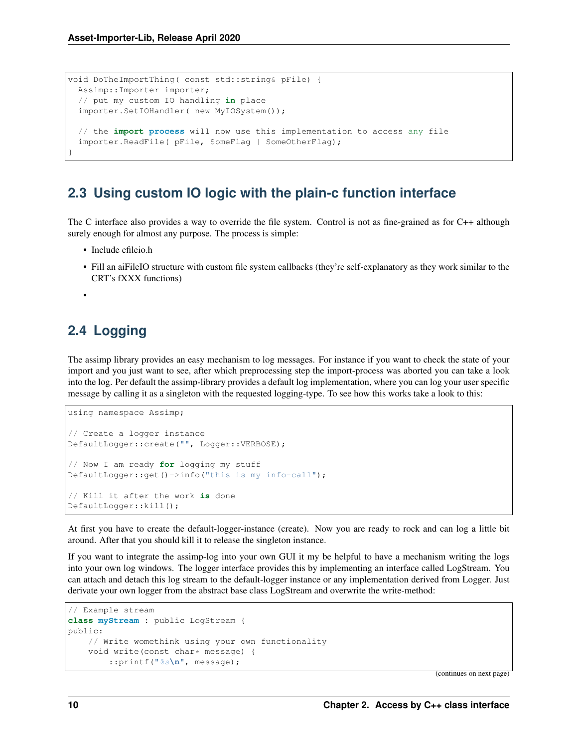```
void DoTheImportThing( const std::string& pFile) {
  Assimp::Importer importer;
  // put my custom IO handling in place
  importer.SetIOHandler( new MyIOSystem());

  // the import process will now use this implementation to access any file
  importer.ReadFile( pFile, SomeFlag | SomeOtherFlag);
}
```

## 2.3 Using custom IO logic with the plain-c function interface

The C interface also provides a way to override the file system. Control is not as fine-grained as for C++ although surely enough for almost any purpose. The process is simple:

- Include cfileio.h
- Fill an aiFileIO structure with custom file system callbacks (they're self-explanatory as they work similar to the CRT's fXXX functions)
-

## 2.4 Logging

The assimp library provides an easy mechanism to log messages. For instance if you want to check the state of your import and you just want to see, after which preprocessing step the import-process was aborted you can take a look into the log. Per default the assimp-library provides a default log implementation, where you can log your user specific message by calling it as a singleton with the requested logging-type. To see how this works take a look to this:

```
using namespace Assimp;

// Create a logger instance
DefaultLogger::create("", Logger::VERBOSE);

// Now I am ready for logging my stuff
DefaultLogger::get()->info("this is my info-call");

// Kill it after the work is done
DefaultLogger::kill();
```

At first you have to create the default-logger-instance (create). Now you are ready to rock and can log a little bit around. After that you should kill it to release the singleton instance.

If you want to integrate the assimp-log into your own GUI it my be helpful to have a mechanism writing the logs into your own log windows. The logger interface provides this by implementing an interface called LogStream. You can attach and detach this log stream to the default-logger instance or any implementation derived from Logger. Just derivate your own logger from the abstract base class LogStream and overwrite the write-method:

```
// Example stream
class myStream : public LogStream {
public:
    // Write womethink using your own functionality
    void write(const char* message) {
        ::printf("%s\n", message);
```

(continues on next page)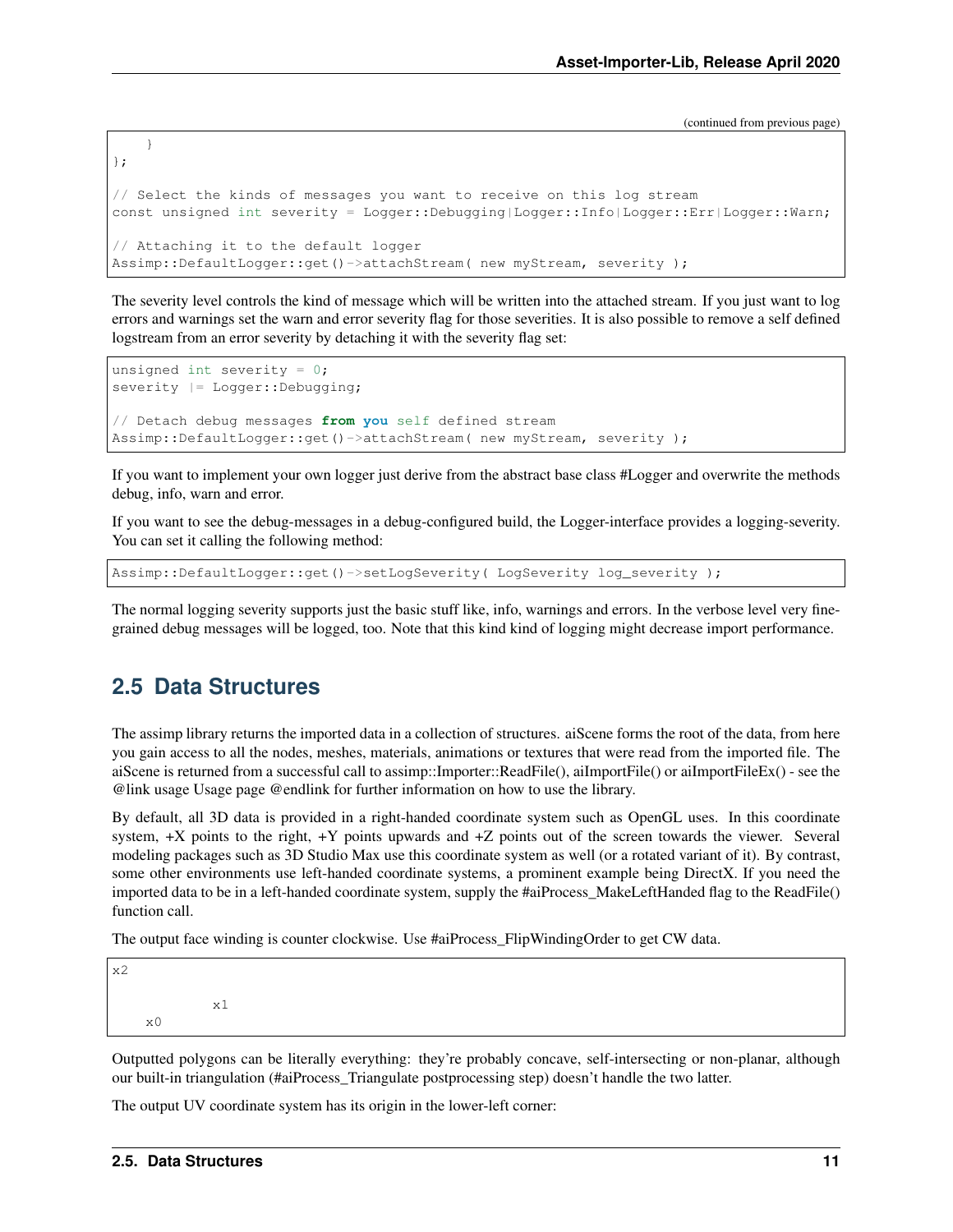(continued from previous page)

```
    }
};

// Select the kinds of messages you want to receive on this log stream
const unsigned int severity = Logger::Debugging|Logger::Info|Logger::Err|Logger::Warn;

// Attaching it to the default logger
Assimp::DefaultLogger::get()->attachStream( new myStream, severity );
```

The severity level controls the kind of message which will be written into the attached stream. If you just want to log errors and warnings set the warn and error severity flag for those severities. It is also possible to remove a self defined logstream from an error severity by detaching it with the severity flag set:

```
unsigned int severity = 0;
severity |= Logger::Debugging;

// Detach debug messages from you self defined stream
Assimp::DefaultLogger::get()->attachStream( new myStream, severity );
```

If you want to implement your own logger just derive from the abstract base class #Logger and overwrite the methods debug, info, warn and error.

If you want to see the debug-messages in a debug-configured build, the Logger-interface provides a logging-severity. You can set it calling the following method:

```
Assimp::DefaultLogger::get()->setLogSeverity( LogSeverity log_severity );
```

The normal logging severity supports just the basic stuff like, info, warnings and errors. In the verbose level very fine-grained debug messages will be logged, too. Note that this kind kind of logging might decrease import performance.

## 2.5 Data Structures

The assimp library returns the imported data in a collection of structures. aiScene forms the root of the data, from here you gain access to all the nodes, meshes, materials, animations or textures that were read from the imported file. The aiScene is returned from a successful call to assimp::Importer::ReadFile(), aiImportFile() or aiImportFileEx() - see the @link usage Usage page @endlink for further information on how to use the library.

By default, all 3D data is provided in a right-handed coordinate system such as OpenGL uses. In this coordinate system, +X points to the right, +Y points upwards and +Z points out of the screen towards the viewer. Several modeling packages such as 3D Studio Max use this coordinate system as well (or a rotated variant of it). By contrast, some other environments use left-handed coordinate systems, a prominent example being DirectX. If you need the imported data to be in a left-handed coordinate system, supply the #aiProcess_MakeLeftHanded flag to the ReadFile() function call.

The output face winding is counter clockwise. Use #aiProcess_FlipWindingOrder to get CW data.

```
x2

            x1
    x0
```

Outputted polygons can be literally everything: they're probably concave, self-intersecting or non-planar, although our built-in triangulation (#aiProcess_Triangulate postprocessing step) doesn't handle the two latter.

The output UV coordinate system has its origin in the lower-left corner: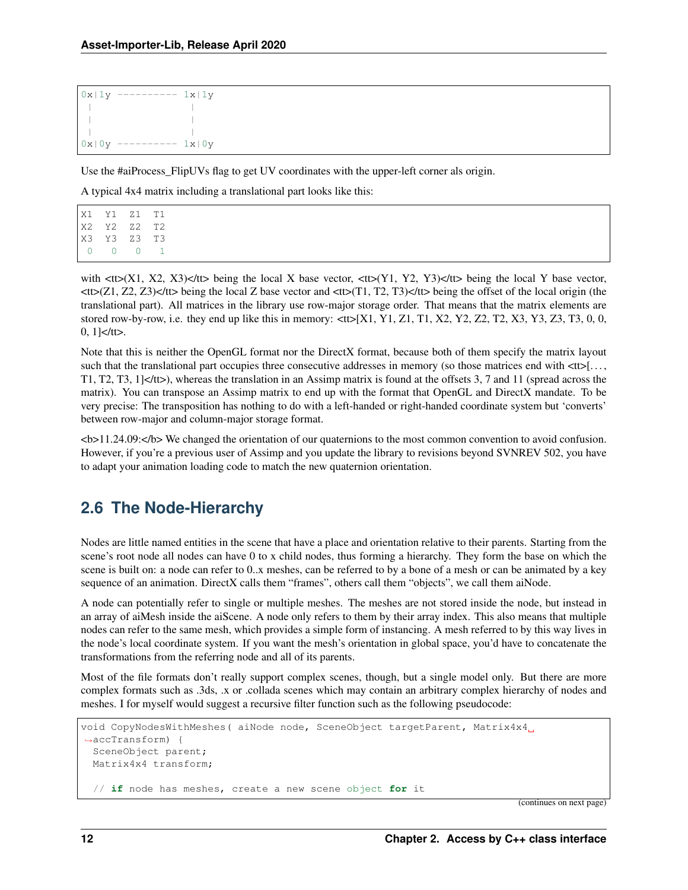```
0x|1y ---------- 1x|1y
 |                |
 |                |
 |                |
0x|0y ---------- 1x|0y
```

Use the #aiProcess_FlipUVs flag to get UV coordinates with the upper-left corner als origin.

A typical 4x4 matrix including a translational part looks like this:

```
X1  Y1  Z1  T1
X2  Y2  Z2  T2
X3  Y3  Z3  T3
 0   0   0   1
```

with <tt>(X1, X2, X3)</tt> being the local X base vector, <tt>(Y1, Y2, Y3)</tt> being the local Y base vector, <tt>(Z1, Z2, Z3)</tt> being the local Z base vector and <tt>(T1, T2, T3)</tt> being the offset of the local origin (the translational part). All matrices in the library use row-major storage order. That means that the matrix elements are stored row-by-row, i.e. they end up like this in memory: <tt>[X1, Y1, Z1, T1, X2, Y2, Z2, T2, X3, Y3, Z3, T3, 0, 0, 0, 1]</tt>.

Note that this is neither the OpenGL format nor the DirectX format, because both of them specify the matrix layout such that the translational part occupies three consecutive addresses in memory (so those matrices end with <tt>[…, T1, T2, T3, 1]</tt>), whereas the translation in an Assimp matrix is found at the offsets 3, 7 and 11 (spread across the matrix). You can transpose an Assimp matrix to end up with the format that OpenGL and DirectX mandate. To be very precise: The transposition has nothing to do with a left-handed or right-handed coordinate system but 'converts' between row-major and column-major storage format.

<b>11.24.09:</b> We changed the orientation of our quaternions to the most common convention to avoid confusion. However, if you're a previous user of Assimp and you update the library to revisions beyond SVNREV 502, you have to adapt your animation loading code to match the new quaternion orientation.

## 2.6 The Node-Hierarchy

Nodes are little named entities in the scene that have a place and orientation relative to their parents. Starting from the scene's root node all nodes can have 0 to x child nodes, thus forming a hierarchy. They form the base on which the scene is built on: a node can refer to 0..x meshes, can be referred to by a bone of a mesh or can be animated by a key sequence of an animation. DirectX calls them "frames", others call them "objects", we call them aiNode.

A node can potentially refer to single or multiple meshes. The meshes are not stored inside the node, but instead in an array of aiMesh inside the aiScene. A node only refers to them by their array index. This also means that multiple nodes can refer to the same mesh, which provides a simple form of instancing. A mesh referred to by this way lives in the node's local coordinate system. If you want the mesh's orientation in global space, you'd have to concatenate the transformations from the referring node and all of its parents.

Most of the file formats don't really support complex scenes, though, but a single model only. But there are more complex formats such as .3ds, .x or .collada scenes which may contain an arbitrary complex hierarchy of nodes and meshes. I for myself would suggest a recursive filter function such as the following pseudocode:

```
void CopyNodesWithMeshes( aiNode node, SceneObject targetParent, Matrix4x4 accTransform) {
  SceneObject parent;
  Matrix4x4 transform;

  // if node has meshes, create a new scene object for it
```

(continues on next page)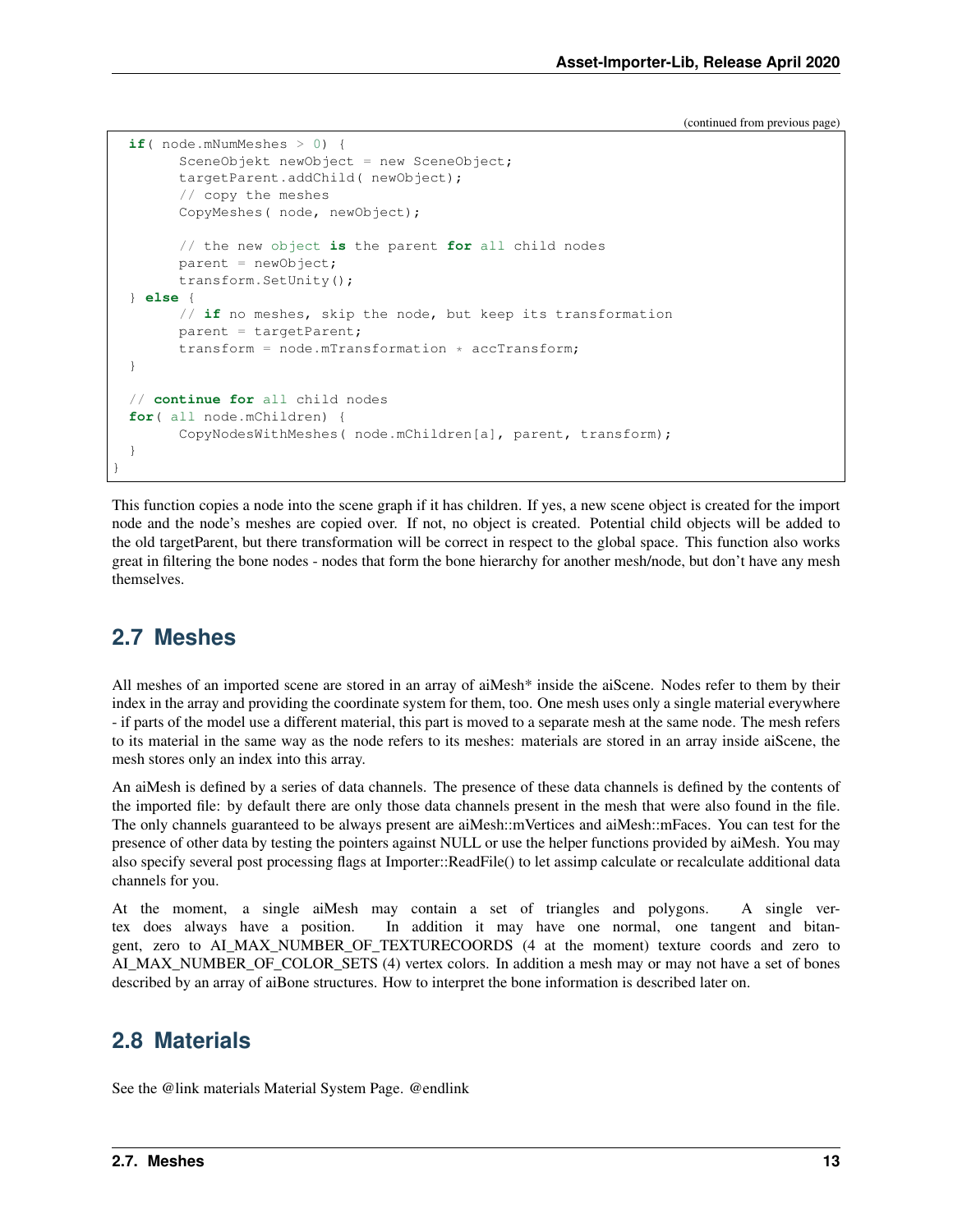(continued from previous page)

```
  if( node.mNumMeshes > 0) {
        SceneObjekt newObject = new SceneObject;
        targetParent.addChild( newObject);
        // copy the meshes
        CopyMeshes( node, newObject);

        // the new object is the parent for all child nodes
        parent = newObject;
        transform.SetUnity();
  } else {
        // if no meshes, skip the node, but keep its transformation
        parent = targetParent;
        transform = node.mTransformation * accTransform;
  }

  // continue for all child nodes
  for( all node.mChildren) {
        CopyNodesWithMeshes( node.mChildren[a], parent, transform);
  }
}
```

This function copies a node into the scene graph if it has children. If yes, a new scene object is created for the import node and the node's meshes are copied over. If not, no object is created. Potential child objects will be added to the old targetParent, but there transformation will be correct in respect to the global space. This function also works great in filtering the bone nodes - nodes that form the bone hierarchy for another mesh/node, but don't have any mesh themselves.

## 2.7 Meshes

All meshes of an imported scene are stored in an array of aiMesh* inside the aiScene. Nodes refer to them by their index in the array and providing the coordinate system for them, too. One mesh uses only a single material everywhere - if parts of the model use a different material, this part is moved to a separate mesh at the same node. The mesh refers to its material in the same way as the node refers to its meshes: materials are stored in an array inside aiScene, the mesh stores only an index into this array.

An aiMesh is defined by a series of data channels. The presence of these data channels is defined by the contents of the imported file: by default there are only those data channels present in the mesh that were also found in the file. The only channels guaranteed to be always present are aiMesh::mVertices and aiMesh::mFaces. You can test for the presence of other data by testing the pointers against NULL or use the helper functions provided by aiMesh. You may also specify several post processing flags at Importer::ReadFile() to let assimp calculate or recalculate additional data channels for you.

At the moment, a single aiMesh may contain a set of triangles and polygons. A single vertex does always have a position. In addition it may have one normal, one tangent and bitangent, zero to AI_MAX_NUMBER_OF_TEXTURECOORDS (4 at the moment) texture coords and zero to AI_MAX_NUMBER_OF_COLOR_SETS (4) vertex colors. In addition a mesh may or may not have a set of bones described by an array of aiBone structures. How to interpret the bone information is described later on.

## 2.8 Materials

See the @link materials Material System Page. @endlink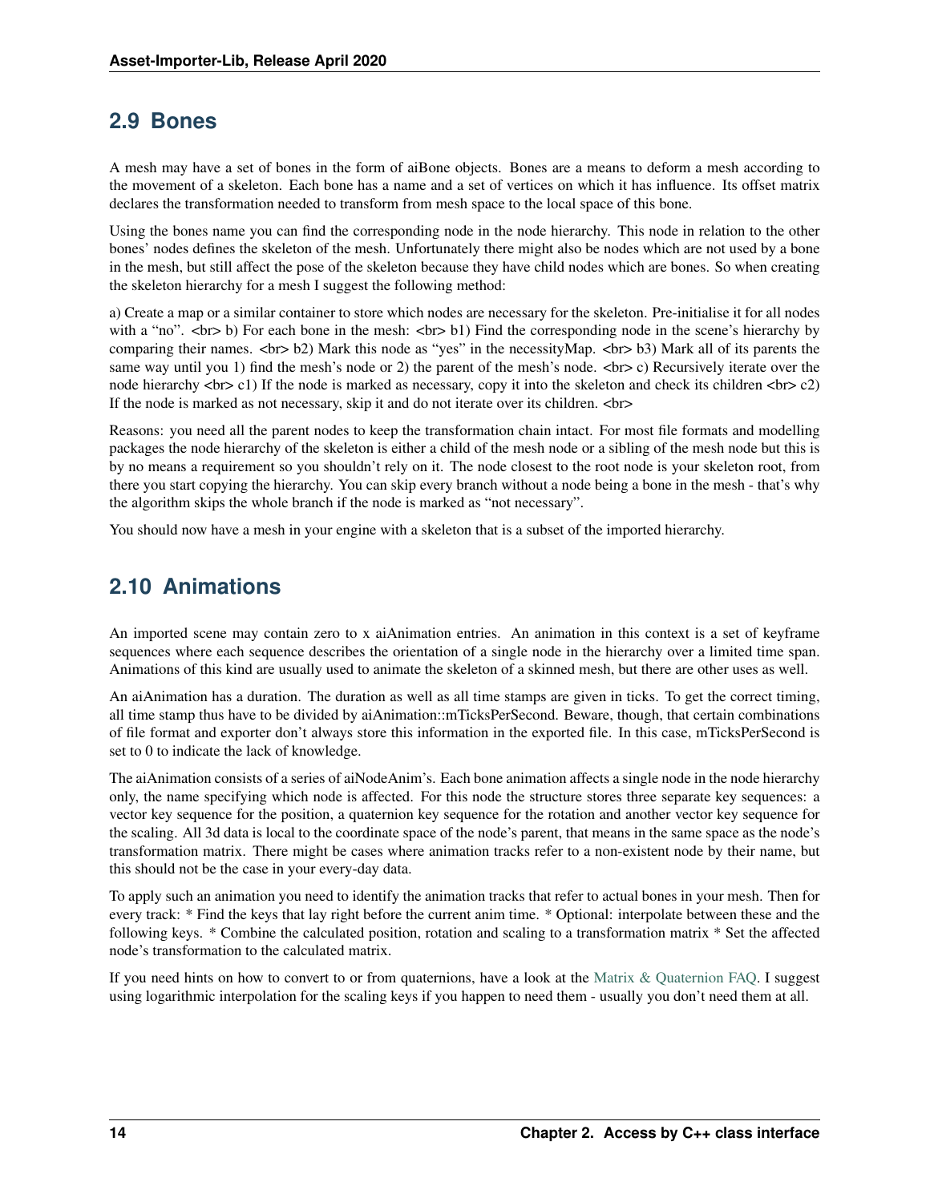## 2.9 Bones

A mesh may have a set of bones in the form of aiBone objects. Bones are a means to deform a mesh according to the movement of a skeleton. Each bone has a name and a set of vertices on which it has influence. Its offset matrix declares the transformation needed to transform from mesh space to the local space of this bone.

Using the bones name you can find the corresponding node in the node hierarchy. This node in relation to the other bones' nodes defines the skeleton of the mesh. Unfortunately there might also be nodes which are not used by a bone in the mesh, but still affect the pose of the skeleton because they have child nodes which are bones. So when creating the skeleton hierarchy for a mesh I suggest the following method:

a) Create a map or a similar container to store which nodes are necessary for the skeleton. Pre-initialise it for all nodes with a "no". <br> b) For each bone in the mesh: <br> b1) Find the corresponding node in the scene's hierarchy by comparing their names. <br> b2) Mark this node as "yes" in the necessityMap. <br> b3) Mark all of its parents the same way until you 1) find the mesh's node or 2) the parent of the mesh's node. <br> c) Recursively iterate over the node hierarchy <br> c1) If the node is marked as necessary, copy it into the skeleton and check its children <br> c2) If the node is marked as not necessary, skip it and do not iterate over its children. <br>

Reasons: you need all the parent nodes to keep the transformation chain intact. For most file formats and modelling packages the node hierarchy of the skeleton is either a child of the mesh node or a sibling of the mesh node but this is by no means a requirement so you shouldn't rely on it. The node closest to the root node is your skeleton root, from there you start copying the hierarchy. You can skip every branch without a node being a bone in the mesh - that's why the algorithm skips the whole branch if the node is marked as "not necessary".

You should now have a mesh in your engine with a skeleton that is a subset of the imported hierarchy.

## 2.10 Animations

An imported scene may contain zero to x aiAnimation entries. An animation in this context is a set of keyframe sequences where each sequence describes the orientation of a single node in the hierarchy over a limited time span. Animations of this kind are usually used to animate the skeleton of a skinned mesh, but there are other uses as well.

An aiAnimation has a duration. The duration as well as all time stamps are given in ticks. To get the correct timing, all time stamp thus have to be divided by aiAnimation::mTicksPerSecond. Beware, though, that certain combinations of file format and exporter don't always store this information in the exported file. In this case, mTicksPerSecond is set to 0 to indicate the lack of knowledge.

The aiAnimation consists of a series of aiNodeAnim's. Each bone animation affects a single node in the node hierarchy only, the name specifying which node is affected. For this node the structure stores three separate key sequences: a vector key sequence for the position, a quaternion key sequence for the rotation and another vector key sequence for the scaling. All 3d data is local to the coordinate space of the node's parent, that means in the same space as the node's transformation matrix. There might be cases where animation tracks refer to a non-existent node by their name, but this should not be the case in your every-day data.

To apply such an animation you need to identify the animation tracks that refer to actual bones in your mesh. Then for every track: * Find the keys that lay right before the current anim time. * Optional: interpolate between these and the following keys. * Combine the calculated position, rotation and scaling to a transformation matrix * Set the affected node's transformation to the calculated matrix.

If you need hints on how to convert to or from quaternions, have a look at the Matrix & Quaternion FAQ. I suggest using logarithmic interpolation for the scaling keys if you happen to need them - usually you don't need them at all.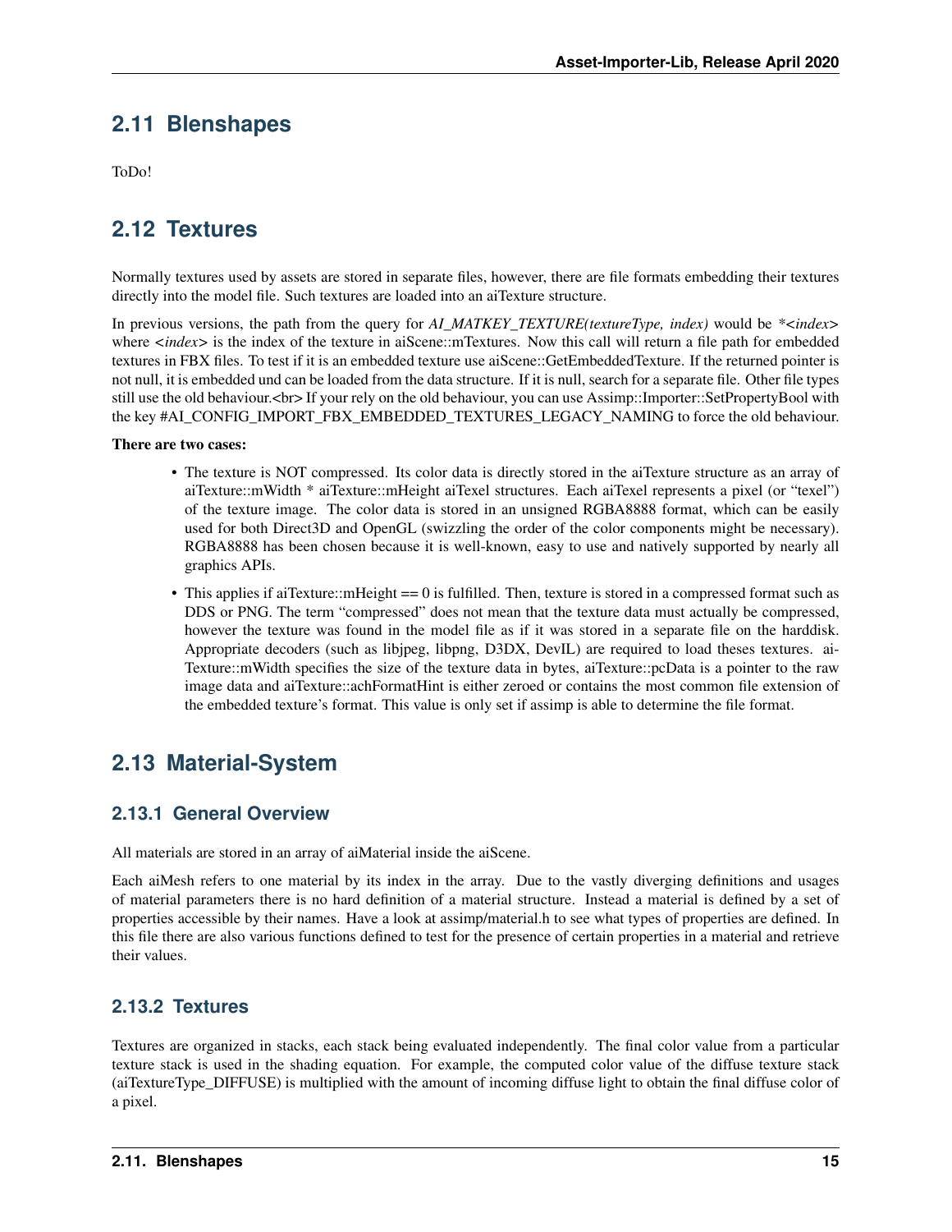## 2.11 Blenshapes

ToDo!

## 2.12 Textures

Normally textures used by assets are stored in separate files, however, there are file formats embedding their textures directly into the model file. Such textures are loaded into an aiTexture structure.

In previous versions, the path from the query for *AI_MATKEY_TEXTURE(textureType, index)* would be *<*index*> where <*index*> is the index of the texture in aiScene::mTextures. Now this call will return a file path for embedded textures in FBX files. To test if it is an embedded texture use aiScene::GetEmbeddedTexture. If the returned pointer is not null, it is embedded und can be loaded from the data structure. If it is null, search for a separate file. Other file types still use the old behaviour.<br> If your rely on the old behaviour, you can use Assimp::Importer::SetPropertyBool with the key #AI_CONFIG_IMPORT_FBX_EMBEDDED_TEXTURES_LEGACY_NAMING to force the old behaviour.

**There are two cases:**

- The texture is NOT compressed. Its color data is directly stored in the aiTexture structure as an array of aiTexture::mWidth * aiTexture::mHeight aiTexel structures. Each aiTexel represents a pixel (or "texel") of the texture image. The color data is stored in an unsigned RGBA8888 format, which can be easily used for both Direct3D and OpenGL (swizzling the order of the color components might be necessary). RGBA8888 has been chosen because it is well-known, easy to use and natively supported by nearly all graphics APIs.
- This applies if aiTexture::mHeight == 0 is fulfilled. Then, texture is stored in a compressed format such as DDS or PNG. The term "compressed" does not mean that the texture data must actually be compressed, however the texture was found in the model file as if it was stored in a separate file on the harddisk. Appropriate decoders (such as libjpeg, libpng, D3DX, DevIL) are required to load theses textures. aiTexture::mWidth specifies the size of the texture data in bytes, aiTexture::pcData is a pointer to the raw image data and aiTexture::achFormatHint is either zeroed or contains the most common file extension of the embedded texture's format. This value is only set if assimp is able to determine the file format.

## 2.13 Material-System

### 2.13.1 General Overview

All materials are stored in an array of aiMaterial inside the aiScene.

Each aiMesh refers to one material by its index in the array. Due to the vastly diverging definitions and usages of material parameters there is no hard definition of a material structure. Instead a material is defined by a set of properties accessible by their names. Have a look at assimp/material.h to see what types of properties are defined. In this file there are also various functions defined to test for the presence of certain properties in a material and retrieve their values.

### 2.13.2 Textures

Textures are organized in stacks, each stack being evaluated independently. The final color value from a particular texture stack is used in the shading equation. For example, the computed color value of the diffuse texture stack (aiTextureType_DIFFUSE) is multiplied with the amount of incoming diffuse light to obtain the final diffuse color of a pixel.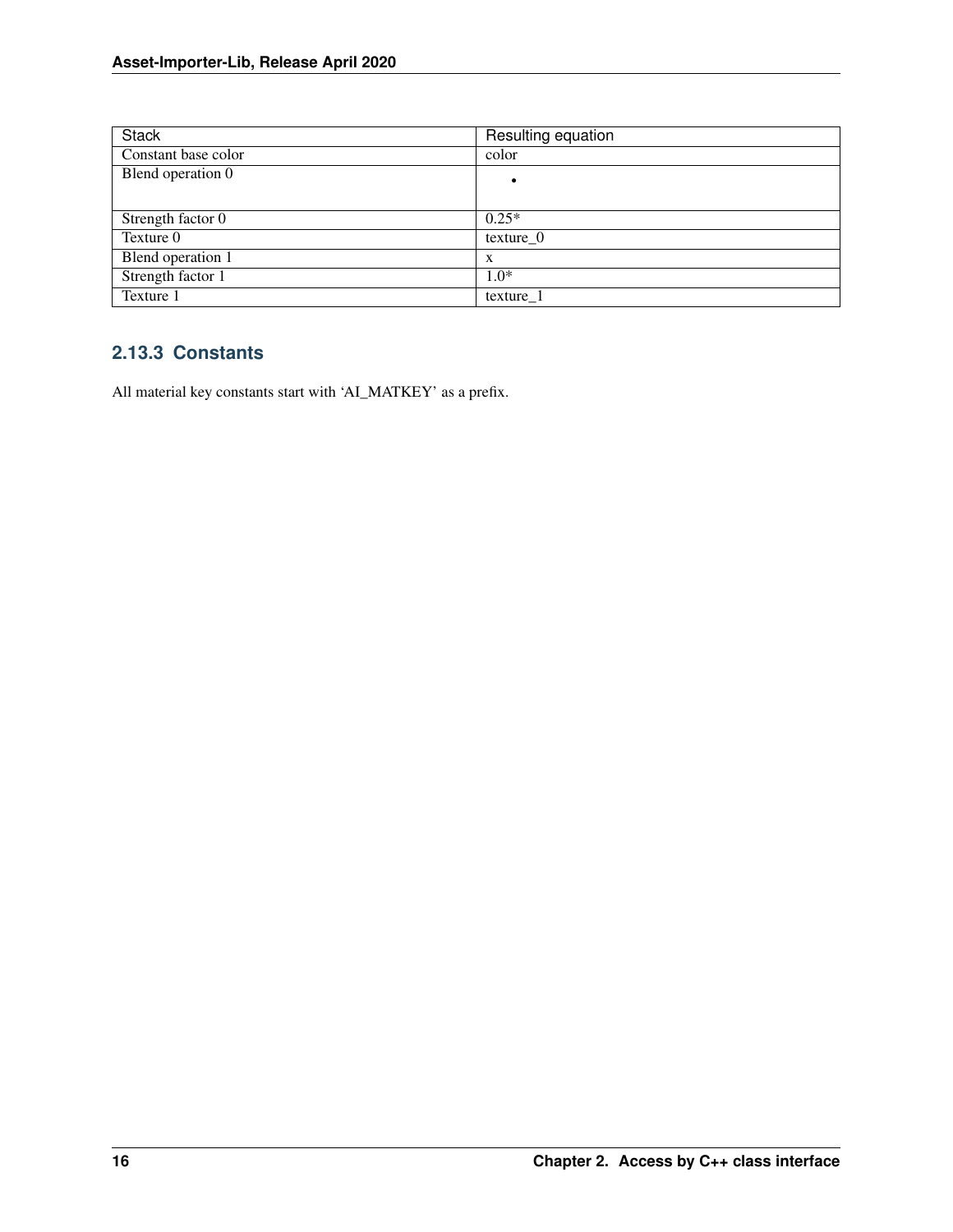| Stack | Resulting equation |
| --- | --- |
| Constant base color | color |
| Blend operation 0 | • |
| Strength factor 0 | 0.25* |
| Texture 0 | texture_0 |
| Blend operation 1 | x |
| Strength factor 1 | 1.0* |
| Texture 1 | texture_1 |

### 2.13.3 Constants

All material key constants start with 'AI_MATKEY' as a prefix.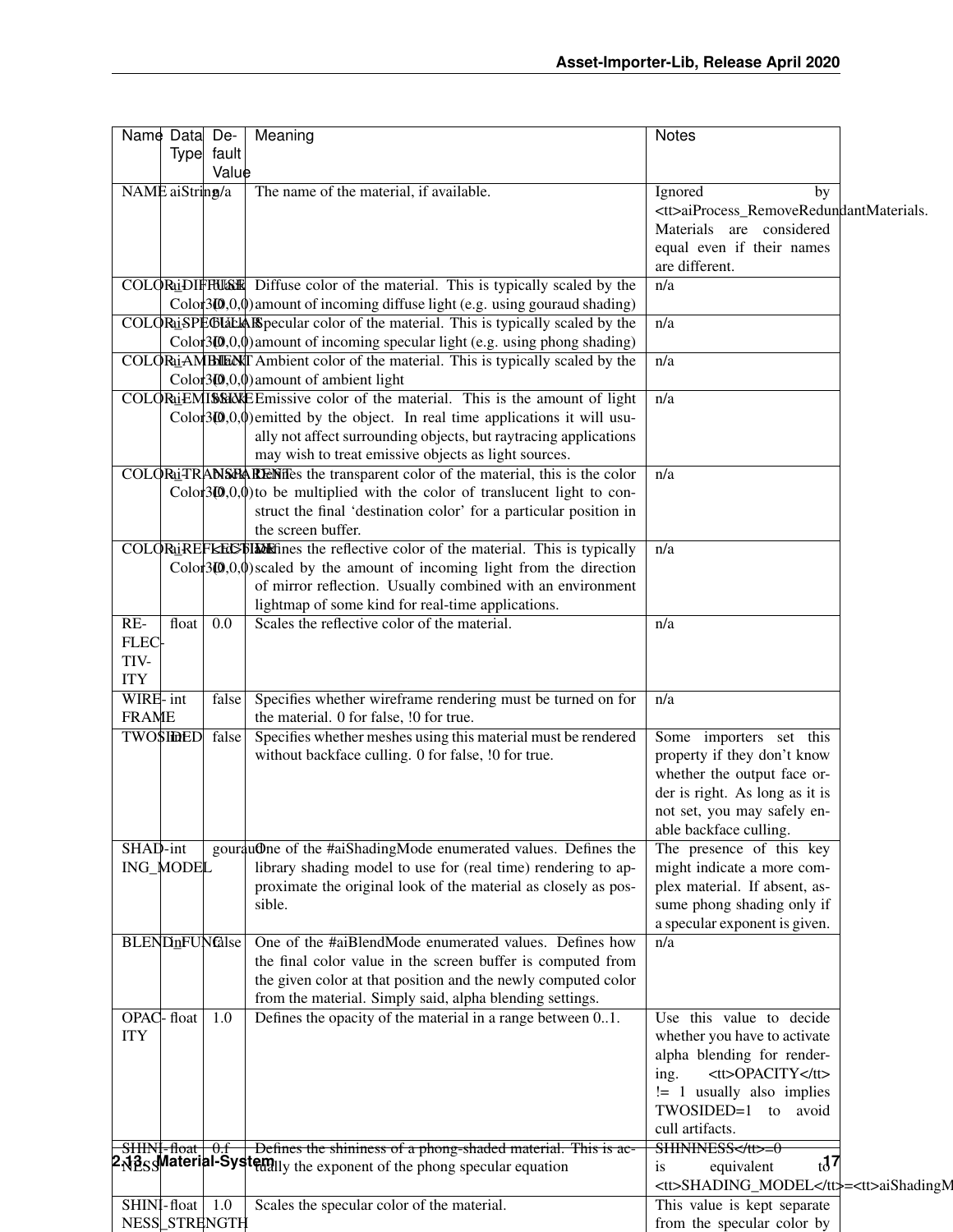| Name | Data Type | Default Value | Meaning | Notes |
|---|---|---|---|---|
| NAME | aiString | n/a | The name of the material, if available. | Ignored by <tt>aiProcess_RemoveRedundantMaterials. Materials are considered equal even if their names are different. |
| COLOR_DIFFUSE | aiColor3D | black (0,0,0) | Diffuse color of the material. This is typically scaled by the amount of incoming diffuse light (e.g. using gouraud shading) | n/a |
| COLOR_SPECULAR | aiColor3D | black (0,0,0) | Specular color of the material. This is typically scaled by the amount of incoming specular light (e.g. using phong shading) | n/a |
| COLOR_AMBIENT | aiColor3D | black (0,0,0) | Ambient color of the material. This is typically scaled by the amount of ambient light | n/a |
| COLOR_EMISSIVE | aiColor3D | black (0,0,0) | Emissive color of the material. This is the amount of light emitted by the object. In real time applications it will usually not affect surrounding objects, but raytracing applications may wish to treat emissive objects as light sources. | n/a |
| COLOR_TRANSPARENT | aiColor3D | black (0,0,0) | Defines the transparent color of the material, this is the color to be multiplied with the color of translucent light to construct the final 'destination color' for a particular position in the screen buffer. | n/a |
| COLOR_REFLECTIVE | aiColor3D | black (0,0,0) | Defines the reflective color of the material. This is typically scaled by the amount of incoming light from the direction of mirror reflection. Usually combined with an environment lightmap of some kind for real-time applications. | n/a |
| REFLECTIVITY | float | 0.0 | Scales the reflective color of the material. | n/a |
| WIREFRAME | int | false | Specifies whether wireframe rendering must be turned on for the material. 0 for false, !0 for true. | n/a |
| TWOSIDED | int | false | Specifies whether meshes using this material must be rendered without backface culling. 0 for false, !0 for true. | Some importers set this property if they don't know whether the output face order is right. As long as it is not set, you may safely enable backface culling. |
| SHADING_MODEL | int | gouraud | One of the #aiShadingMode enumerated values. Defines the library shading model to use for (real time) rendering to approximate the original look of the material as closely as possible. | The presence of this key might indicate a more complex material. If absent, assume phong shading only if a specular exponent is given. |
| BLEND_FUNC | int | false | One of the #aiBlendMode enumerated values. Defines how the final color value in the screen buffer is computed from the given color at that position and the newly computed color from the material. Simply said, alpha blending settings. | n/a |
| OPACITY | float | 1.0 | Defines the opacity of the material in a range between 0..1. | Use this value to decide whether you have to activate alpha blending for rendering. <tt>OPACITY</tt> != 1 usually also implies TWOSIDED=1 to avoid cull artifacts. |
| SHININESS | float | 0.f | Defines the shininess of a phong-shaded material. This is actually the exponent of the phong specular equation | SHININESS</tt>=0 is equivalent to <tt>SHADING_MODEL</tt>=<tt>aiShadingM |
| SHININESS_STRENGTH | float | 1.0 | Scales the specular color of the material. | This value is kept separate from the specular color by |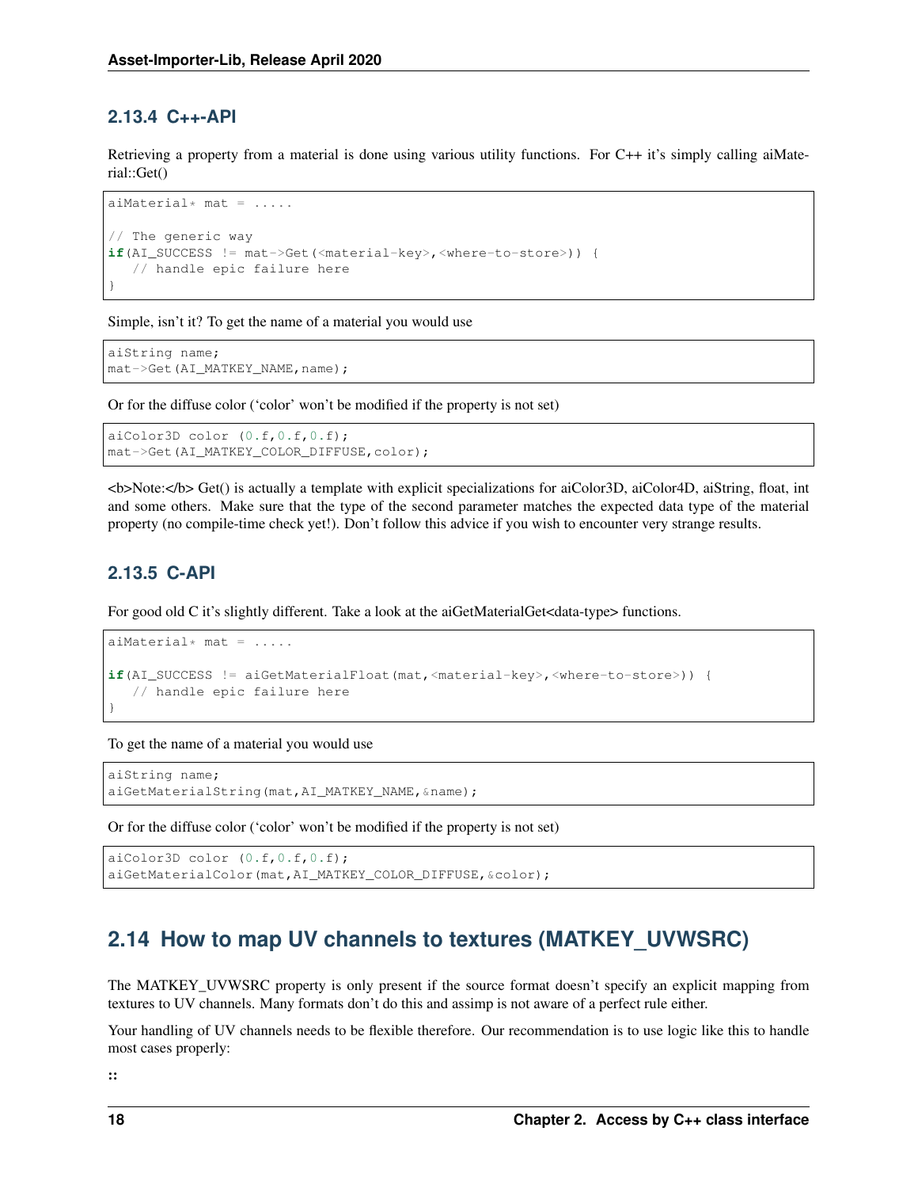### 2.13.4 C++-API

Retrieving a property from a material is done using various utility functions. For C++ it's simply calling aiMaterial::Get()

```
aiMaterial* mat = .....

// The generic way
if(AI_SUCCESS != mat->Get(<material-key>,<where-to-store>)) {
   // handle epic failure here
}
```

Simple, isn't it? To get the name of a material you would use

```
aiString name;
mat->Get(AI_MATKEY_NAME,name);
```

Or for the diffuse color ('color' won't be modified if the property is not set)

```
aiColor3D color (0.f,0.f,0.f);
mat->Get(AI_MATKEY_COLOR_DIFFUSE,color);
```

<b>Note:</b> Get() is actually a template with explicit specializations for aiColor3D, aiColor4D, aiString, float, int and some others. Make sure that the type of the second parameter matches the expected data type of the material property (no compile-time check yet!). Don't follow this advice if you wish to encounter very strange results.

### 2.13.5 C-API

For good old C it's slightly different. Take a look at the aiGetMaterialGet<data-type> functions.

```
aiMaterial* mat = .....

if(AI_SUCCESS != aiGetMaterialFloat(mat,<material-key>,<where-to-store>)) {
   // handle epic failure here
}
```

To get the name of a material you would use

```
aiString name;
aiGetMaterialString(mat,AI_MATKEY_NAME,&name);
```

Or for the diffuse color ('color' won't be modified if the property is not set)

```
aiColor3D color (0.f,0.f,0.f);
aiGetMaterialColor(mat,AI_MATKEY_COLOR_DIFFUSE,&color);
```

## 2.14 How to map UV channels to textures (MATKEY_UVWSRC)

The MATKEY_UVWSRC property is only present if the source format doesn't specify an explicit mapping from textures to UV channels. Many formats don't do this and assimp is not aware of a perfect rule either.

Your handling of UV channels needs to be flexible therefore. Our recommendation is to use logic like this to handle most cases properly:

**::**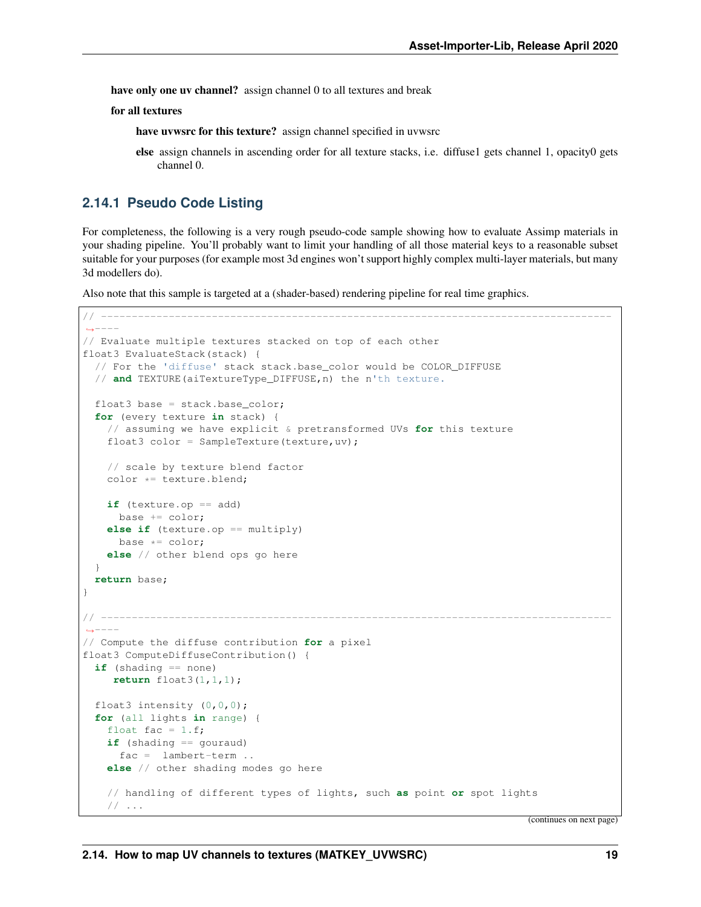**have only one uv channel?** assign channel 0 to all textures and break

**for all textures**

> **have uvwsrc for this texture?** assign channel specified in uvwsrc
>
> **else** assign channels in ascending order for all texture stacks, i.e. diffuse1 gets channel 1, opacity0 gets channel 0.

### 2.14.1 Pseudo Code Listing

For completeness, the following is a very rough pseudo-code sample showing how to evaluate Assimp materials in your shading pipeline. You'll probably want to limit your handling of all those material keys to a reasonable subset suitable for your purposes (for example most 3d engines won't support highly complex multi-layer materials, but many 3d modellers do).

Also note that this sample is targeted at a (shader-based) rendering pipeline for real time graphics.

```
// ---------------------------------------------------------------------------------------
// Evaluate multiple textures stacked on top of each other
float3 EvaluateStack(stack) {
  // For the 'diffuse' stack stack.base_color would be COLOR_DIFFUSE
  // and TEXTURE(aiTextureType_DIFFUSE,n) the n'th texture.

  float3 base = stack.base_color;
  for (every texture in stack) {
    // assuming we have explicit & pretransformed UVs for this texture
    float3 color = SampleTexture(texture,uv);

    // scale by texture blend factor
    color *= texture.blend;

    if (texture.op == add)
      base += color;
    else if (texture.op == multiply)
      base *= color;
    else // other blend ops go here
  }
  return base;
}

// ---------------------------------------------------------------------------------------
// Compute the diffuse contribution for a pixel
float3 ComputeDiffuseContribution() {
  if (shading == none)
     return float3(1,1,1);

  float3 intensity (0,0,0);
  for (all lights in range) {
    float fac = 1.f;
    if (shading == gouraud)
      fac =  lambert-term ..
    else // other shading modes go here

    // handling of different types of lights, such as point or spot lights
    // ...
```

(continues on next page)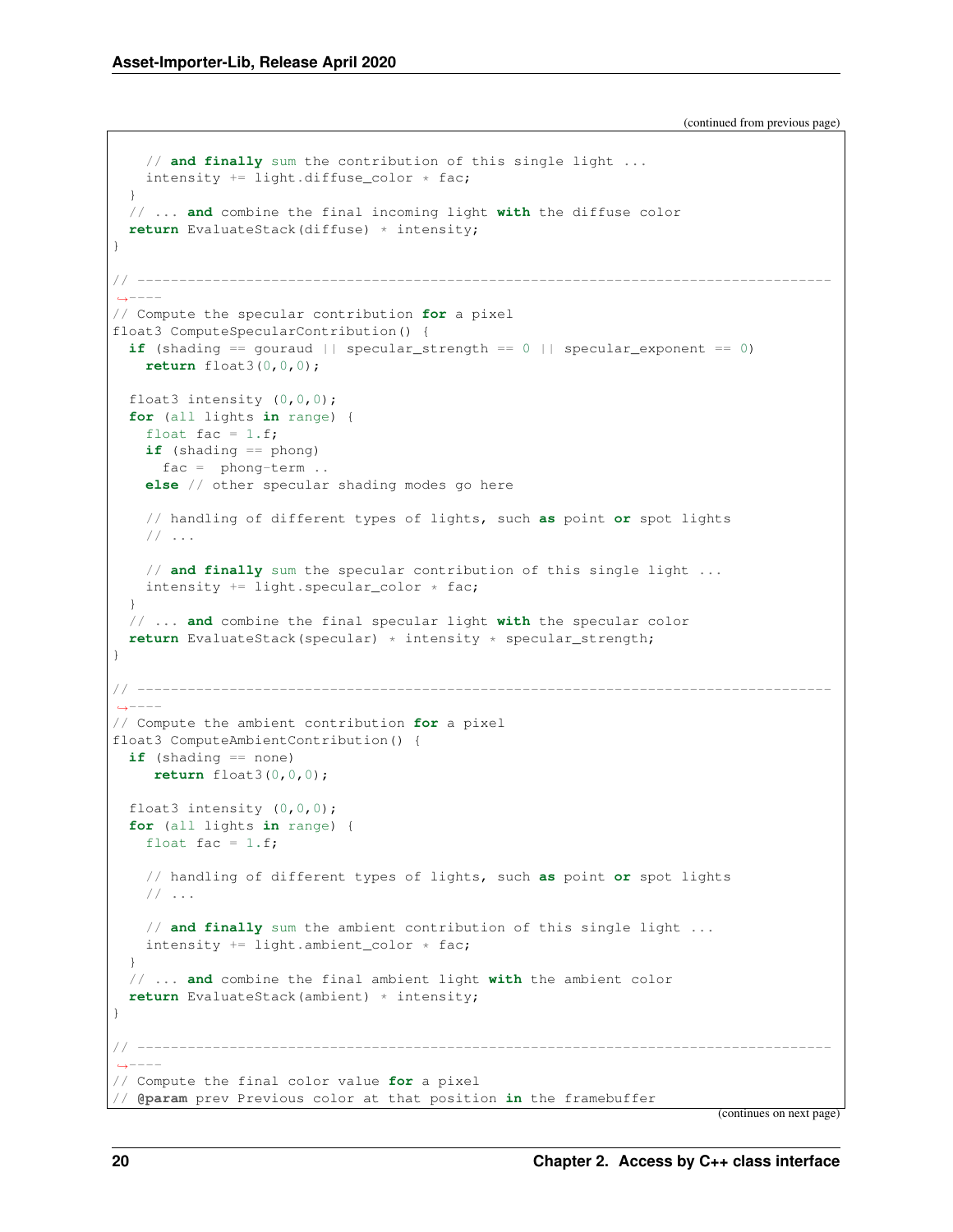(continued from previous page)

```
    // and finally sum the contribution of this single light ...
    intensity += light.diffuse_color * fac;
  }
  // ... and combine the final incoming light with the diffuse color
  return EvaluateStack(diffuse) * intensity;
}

// -------------------------------------------------------------------------------------
↪----
// Compute the specular contribution for a pixel
float3 ComputeSpecularContribution() {
  if (shading == gouraud || specular_strength == 0 || specular_exponent == 0)
    return float3(0,0,0);

  float3 intensity (0,0,0);
  for (all lights in range) {
    float fac = 1.f;
    if (shading == phong)
      fac =  phong-term ..
    else // other specular shading modes go here

    // handling of different types of lights, such as point or spot lights
    // ...

    // and finally sum the specular contribution of this single light ...
    intensity += light.specular_color * fac;
  }
  // ... and combine the final specular light with the specular color
  return EvaluateStack(specular) * intensity * specular_strength;
}

// -------------------------------------------------------------------------------------
↪----
// Compute the ambient contribution for a pixel
float3 ComputeAmbientContribution() {
  if (shading == none)
     return float3(0,0,0);

  float3 intensity (0,0,0);
  for (all lights in range) {
    float fac = 1.f;

    // handling of different types of lights, such as point or spot lights
    // ...

    // and finally sum the ambient contribution of this single light ...
    intensity += light.ambient_color * fac;
  }
  // ... and combine the final ambient light with the ambient color
  return EvaluateStack(ambient) * intensity;
}

// -------------------------------------------------------------------------------------
↪----
// Compute the final color value for a pixel
// @param prev Previous color at that position in the framebuffer
```

(continues on next page)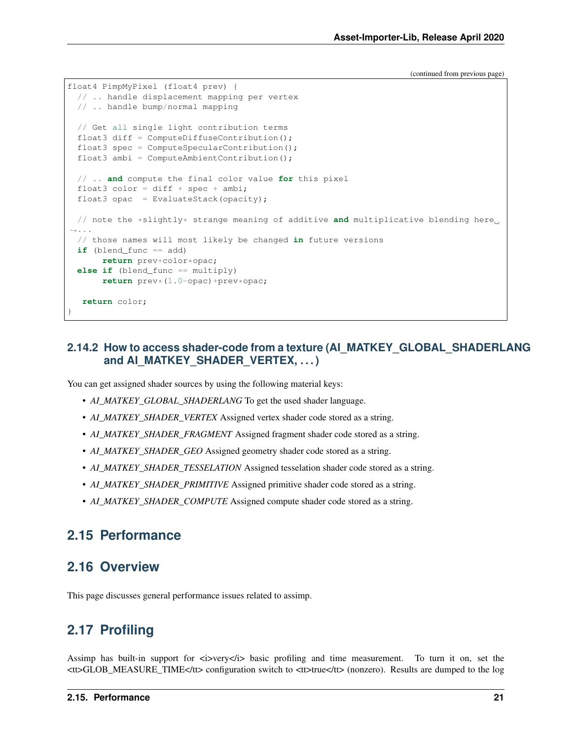(continued from previous page)

```
float4 PimpMyPixel (float4 prev) {
  // .. handle displacement mapping per vertex
  // .. handle bump/normal mapping

  // Get all single light contribution terms
  float3 diff = ComputeDiffuseContribution();
  float3 spec = ComputeSpecularContribution();
  float3 ambi = ComputeAmbientContribution();

  // .. and compute the final color value for this pixel
  float3 color = diff + spec + ambi;
  float3 opac  = EvaluateStack(opacity);

  // note the *slightly* strange meaning of additive and multiplicative blending here...
  // those names will most likely be changed in future versions
  if (blend_func == add)
       return prev+color*opac;
  else if (blend_func == multiply)
       return prev*(1.0-opac)+prev*opac;

   return color;
}
```

### 2.14.2 How to access shader-code from a texture (AI_MATKEY_GLOBAL_SHADERLANG and AI_MATKEY_SHADER_VERTEX, . . . )

You can get assigned shader sources by using the following material keys:

- *AI_MATKEY_GLOBAL_SHADERLANG* To get the used shader language.
- *AI_MATKEY_SHADER_VERTEX* Assigned vertex shader code stored as a string.
- *AI_MATKEY_SHADER_FRAGMENT* Assigned fragment shader code stored as a string.
- *AI_MATKEY_SHADER_GEO* Assigned geometry shader code stored as a string.
- *AI_MATKEY_SHADER_TESSELATION* Assigned tesselation shader code stored as a string.
- *AI_MATKEY_SHADER_PRIMITIVE* Assigned primitive shader code stored as a string.
- *AI_MATKEY_SHADER_COMPUTE* Assigned compute shader code stored as a string.

## 2.15 Performance

## 2.16 Overview

This page discusses general performance issues related to assimp.

## 2.17 Profiling

Assimp has built-in support for <i>very</i> basic profiling and time measurement. To turn it on, set the <tt>GLOB_MEASURE_TIME</tt> configuration switch to <tt>true</tt> (nonzero). Results are dumped to the log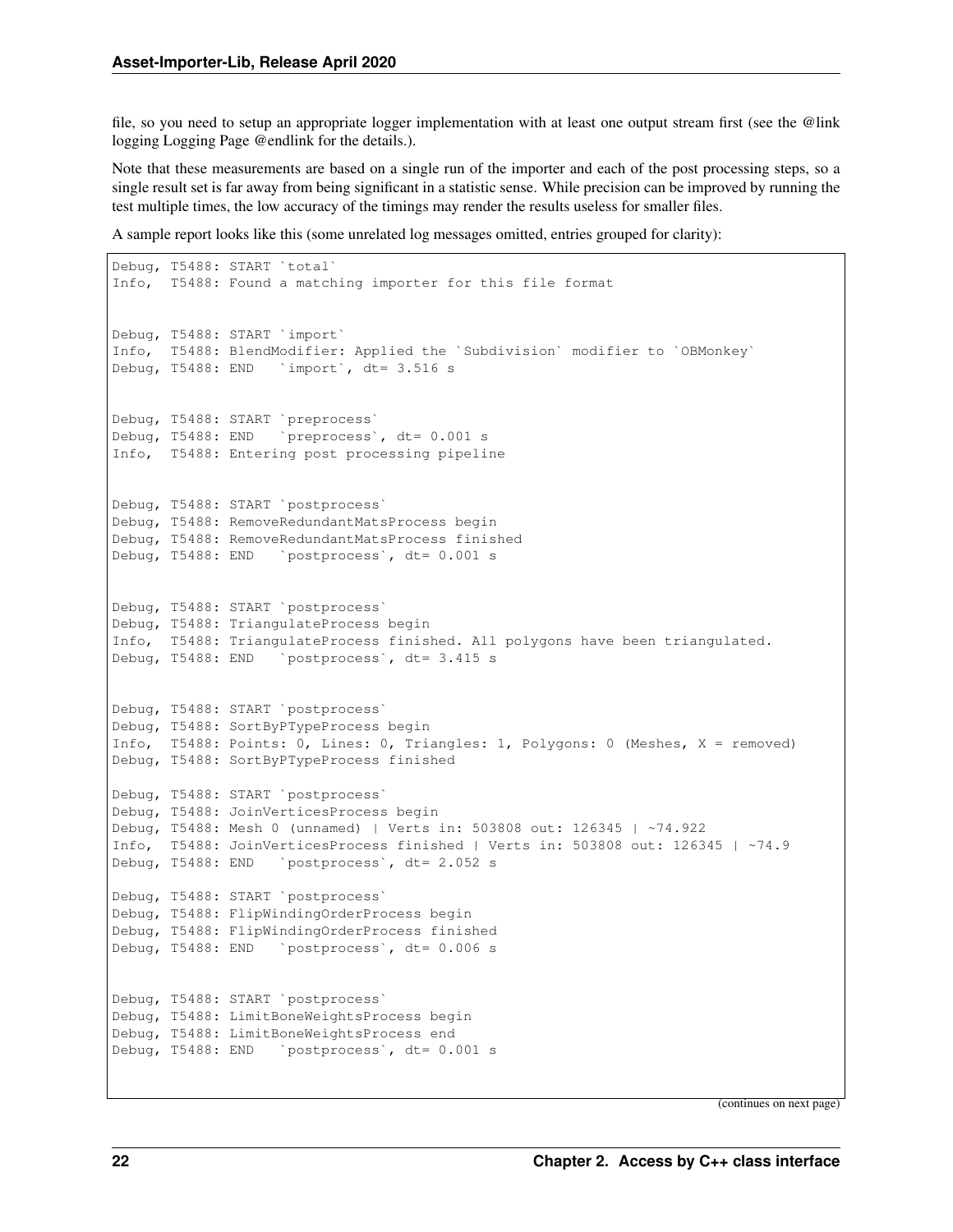file, so you need to setup an appropriate logger implementation with at least one output stream first (see the @link logging Logging Page @endlink for the details.).

Note that these measurements are based on a single run of the importer and each of the post processing steps, so a single result set is far away from being significant in a statistic sense. While precision can be improved by running the test multiple times, the low accuracy of the timings may render the results useless for smaller files.

A sample report looks like this (some unrelated log messages omitted, entries grouped for clarity):

```
Debug, T5488: START `total`
Info,  T5488: Found a matching importer for this file format


Debug, T5488: START `import`
Info,  T5488: BlendModifier: Applied the `Subdivision` modifier to `OBMonkey`
Debug, T5488: END   `import`, dt= 3.516 s


Debug, T5488: START `preprocess`
Debug, T5488: END   `preprocess`, dt= 0.001 s
Info,  T5488: Entering post processing pipeline


Debug, T5488: START `postprocess`
Debug, T5488: RemoveRedundantMatsProcess begin
Debug, T5488: RemoveRedundantMatsProcess finished
Debug, T5488: END   `postprocess`, dt= 0.001 s


Debug, T5488: START `postprocess`
Debug, T5488: TriangulateProcess begin
Info,  T5488: TriangulateProcess finished. All polygons have been triangulated.
Debug, T5488: END   `postprocess`, dt= 3.415 s


Debug, T5488: START `postprocess`
Debug, T5488: SortByPTypeProcess begin
Info,  T5488: Points: 0, Lines: 0, Triangles: 1, Polygons: 0 (Meshes, X = removed)
Debug, T5488: SortByPTypeProcess finished

Debug, T5488: START `postprocess`
Debug, T5488: JoinVerticesProcess begin
Debug, T5488: Mesh 0 (unnamed) | Verts in: 503808 out: 126345 | ~74.922
Info,  T5488: JoinVerticesProcess finished | Verts in: 503808 out: 126345 | ~74.9
Debug, T5488: END   `postprocess`, dt= 2.052 s

Debug, T5488: START `postprocess`
Debug, T5488: FlipWindingOrderProcess begin
Debug, T5488: FlipWindingOrderProcess finished
Debug, T5488: END   `postprocess`, dt= 0.006 s


Debug, T5488: START `postprocess`
Debug, T5488: LimitBoneWeightsProcess begin
Debug, T5488: LimitBoneWeightsProcess end
Debug, T5488: END   `postprocess`, dt= 0.001 s
```

(continues on next page)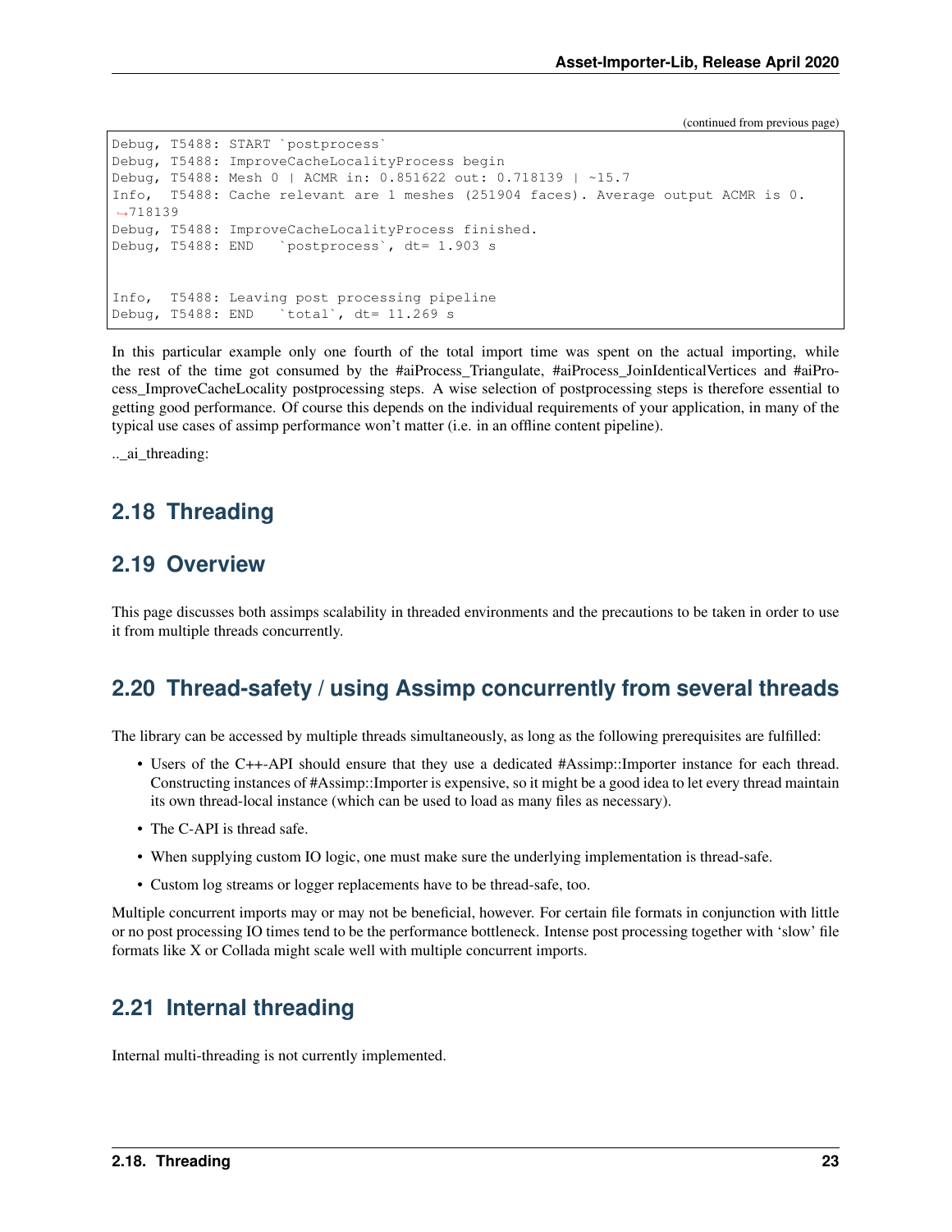(continued from previous page)

```
Debug, T5488: START `postprocess`
Debug, T5488: ImproveCacheLocalityProcess begin
Debug, T5488: Mesh 0 | ACMR in: 0.851622 out: 0.718139 | ~15.7
Info,  T5488: Cache relevant are 1 meshes (251904 faces). Average output ACMR is 0.
↪718139
Debug, T5488: ImproveCacheLocalityProcess finished.
Debug, T5488: END   `postprocess`, dt= 1.903 s


Info,  T5488: Leaving post processing pipeline
Debug, T5488: END   `total`, dt= 11.269 s
```

In this particular example only one fourth of the total import time was spent on the actual importing, while the rest of the time got consumed by the #aiProcess_Triangulate, #aiProcess_JoinIdenticalVertices and #aiProcess_ImproveCacheLocality postprocessing steps. A wise selection of postprocessing steps is therefore essential to getting good performance. Of course this depends on the individual requirements of your application, in many of the typical use cases of assimp performance won't matter (i.e. in an offline content pipeline).

.._ai_threading:

## 2.18 Threading

## 2.19 Overview

This page discusses both assimps scalability in threaded environments and the precautions to be taken in order to use it from multiple threads concurrently.

## 2.20 Thread-safety / using Assimp concurrently from several threads

The library can be accessed by multiple threads simultaneously, as long as the following prerequisites are fulfilled:

- Users of the C++-API should ensure that they use a dedicated #Assimp::Importer instance for each thread. Constructing instances of #Assimp::Importer is expensive, so it might be a good idea to let every thread maintain its own thread-local instance (which can be used to load as many files as necessary).
- The C-API is thread safe.
- When supplying custom IO logic, one must make sure the underlying implementation is thread-safe.
- Custom log streams or logger replacements have to be thread-safe, too.

Multiple concurrent imports may or may not be beneficial, however. For certain file formats in conjunction with little or no post processing IO times tend to be the performance bottleneck. Intense post processing together with 'slow' file formats like X or Collada might scale well with multiple concurrent imports.

## 2.21 Internal threading

Internal multi-threading is not currently implemented.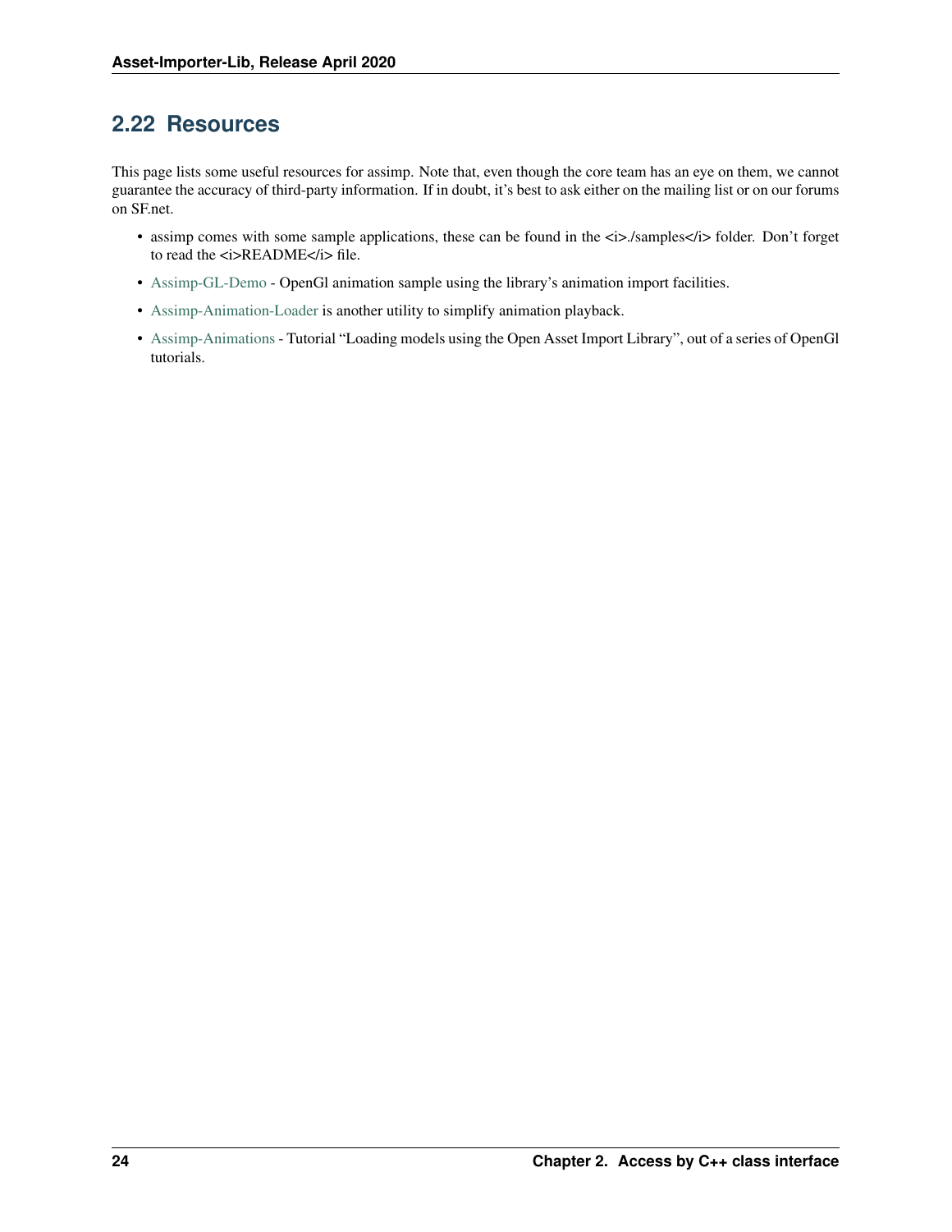## 2.22 Resources

This page lists some useful resources for assimp. Note that, even though the core team has an eye on them, we cannot guarantee the accuracy of third-party information. If in doubt, it's best to ask either on the mailing list or on our forums on SF.net.

- assimp comes with some sample applications, these can be found in the <i>./samples</i> folder. Don't forget to read the <i>README</i> file.
- Assimp-GL-Demo - OpenGl animation sample using the library's animation import facilities.
- Assimp-Animation-Loader is another utility to simplify animation playback.
- Assimp-Animations - Tutorial "Loading models using the Open Asset Import Library", out of a series of OpenGl tutorials.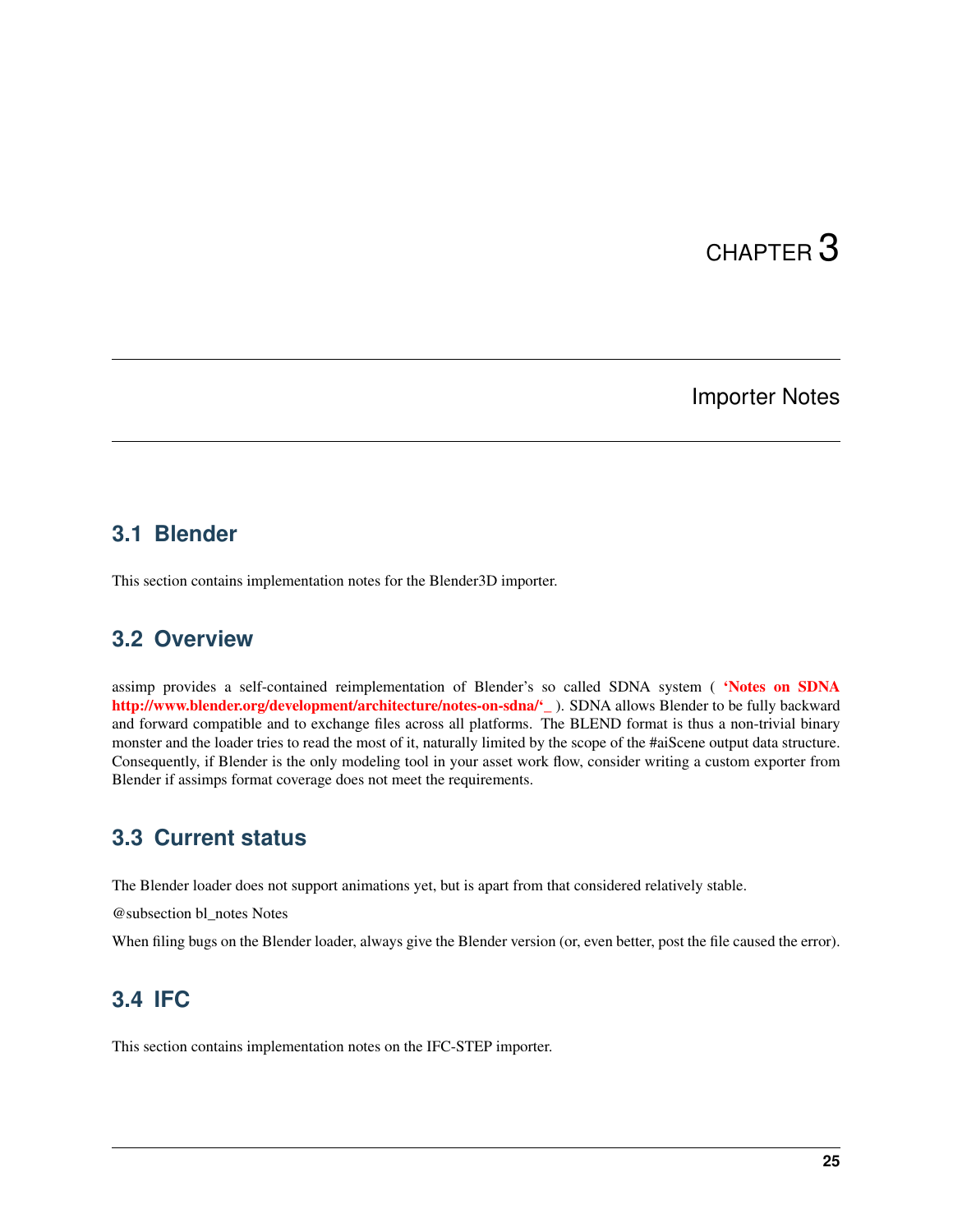# CHAPTER 3

## Importer Notes

### 3.1 Blender

This section contains implementation notes for the Blender3D importer.

### 3.2 Overview

assimp provides a self-contained reimplementation of Blender's so called SDNA system ( **'Notes on SDNA http://www.blender.org/development/architecture/notes-on-sdna/'_** ). SDNA allows Blender to be fully backward and forward compatible and to exchange files across all platforms. The BLEND format is thus a non-trivial binary monster and the loader tries to read the most of it, naturally limited by the scope of the #aiScene output data structure. Consequently, if Blender is the only modeling tool in your asset work flow, consider writing a custom exporter from Blender if assimps format coverage does not meet the requirements.

### 3.3 Current status

The Blender loader does not support animations yet, but is apart from that considered relatively stable.

@subsection bl_notes Notes

When filing bugs on the Blender loader, always give the Blender version (or, even better, post the file caused the error).

### 3.4 IFC

This section contains implementation notes on the IFC-STEP importer.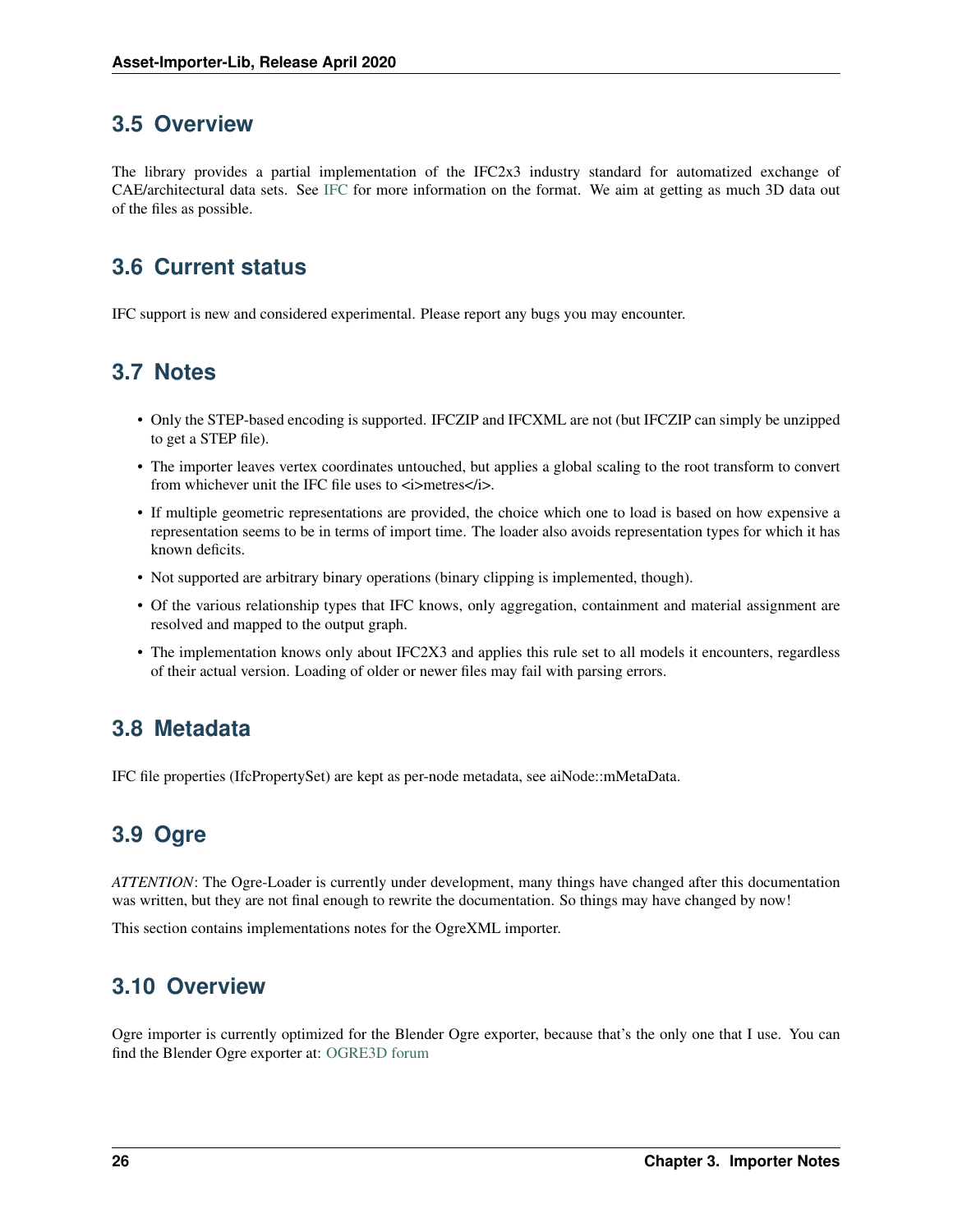## 3.5 Overview

The library provides a partial implementation of the IFC2x3 industry standard for automatized exchange of CAE/architectural data sets. See IFC for more information on the format. We aim at getting as much 3D data out of the files as possible.

## 3.6 Current status

IFC support is new and considered experimental. Please report any bugs you may encounter.

## 3.7 Notes

- Only the STEP-based encoding is supported. IFCZIP and IFCXML are not (but IFCZIP can simply be unzipped to get a STEP file).
- The importer leaves vertex coordinates untouched, but applies a global scaling to the root transform to convert from whichever unit the IFC file uses to <i>metres</i>.
- If multiple geometric representations are provided, the choice which one to load is based on how expensive a representation seems to be in terms of import time. The loader also avoids representation types for which it has known deficits.
- Not supported are arbitrary binary operations (binary clipping is implemented, though).
- Of the various relationship types that IFC knows, only aggregation, containment and material assignment are resolved and mapped to the output graph.
- The implementation knows only about IFC2X3 and applies this rule set to all models it encounters, regardless of their actual version. Loading of older or newer files may fail with parsing errors.

## 3.8 Metadata

IFC file properties (IfcPropertySet) are kept as per-node metadata, see aiNode::mMetaData.

## 3.9 Ogre

*ATTENTION*: The Ogre-Loader is currently under development, many things have changed after this documentation was written, but they are not final enough to rewrite the documentation. So things may have changed by now!

This section contains implementations notes for the OgreXML importer.

## 3.10 Overview

Ogre importer is currently optimized for the Blender Ogre exporter, because that's the only one that I use. You can find the Blender Ogre exporter at: OGRE3D forum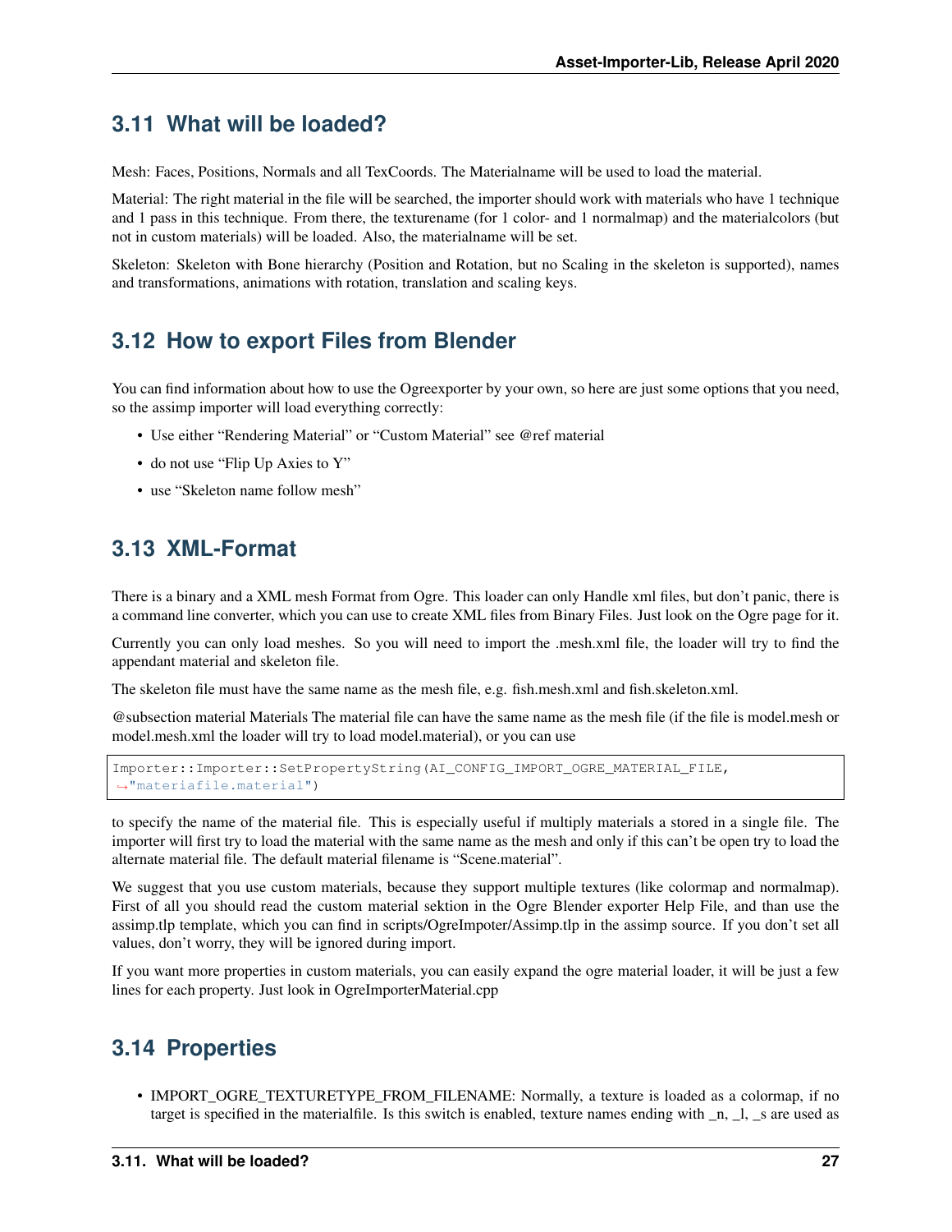## 3.11 What will be loaded?

Mesh: Faces, Positions, Normals and all TexCoords. The Materialname will be used to load the material.

Material: The right material in the file will be searched, the importer should work with materials who have 1 technique and 1 pass in this technique. From there, the texturename (for 1 color- and 1 normalmap) and the materialcolors (but not in custom materials) will be loaded. Also, the materialname will be set.

Skeleton: Skeleton with Bone hierarchy (Position and Rotation, but no Scaling in the skeleton is supported), names and transformations, animations with rotation, translation and scaling keys.

## 3.12 How to export Files from Blender

You can find information about how to use the Ogreexporter by your own, so here are just some options that you need, so the assimp importer will load everything correctly:

- Use either "Rendering Material" or "Custom Material" see @ref material
- do not use "Flip Up Axies to Y"
- use "Skeleton name follow mesh"

## 3.13 XML-Format

There is a binary and a XML mesh Format from Ogre. This loader can only Handle xml files, but don't panic, there is a command line converter, which you can use to create XML files from Binary Files. Just look on the Ogre page for it.

Currently you can only load meshes. So you will need to import the .mesh.xml file, the loader will try to find the appendant material and skeleton file.

The skeleton file must have the same name as the mesh file, e.g. fish.mesh.xml and fish.skeleton.xml.

@subsection material Materials The material file can have the same name as the mesh file (if the file is model.mesh or model.mesh.xml the loader will try to load model.material), or you can use

```
Importer::Importer::SetPropertyString(AI_CONFIG_IMPORT_OGRE_MATERIAL_FILE,
"materiafile.material")
```

to specify the name of the material file. This is especially useful if multiply materials a stored in a single file. The importer will first try to load the material with the same name as the mesh and only if this can't be open try to load the alternate material file. The default material filename is "Scene.material".

We suggest that you use custom materials, because they support multiple textures (like colormap and normalmap). First of all you should read the custom material sektion in the Ogre Blender exporter Help File, and than use the assimp.tlp template, which you can find in scripts/OgreImpoter/Assimp.tlp in the assimp source. If you don't set all values, don't worry, they will be ignored during import.

If you want more properties in custom materials, you can easily expand the ogre material loader, it will be just a few lines for each property. Just look in OgreImporterMaterial.cpp

## 3.14 Properties

- IMPORT_OGRE_TEXTURETYPE_FROM_FILENAME: Normally, a texture is loaded as a colormap, if no target is specified in the materialfile. Is this switch is enabled, texture names ending with _n, _l, _s are used as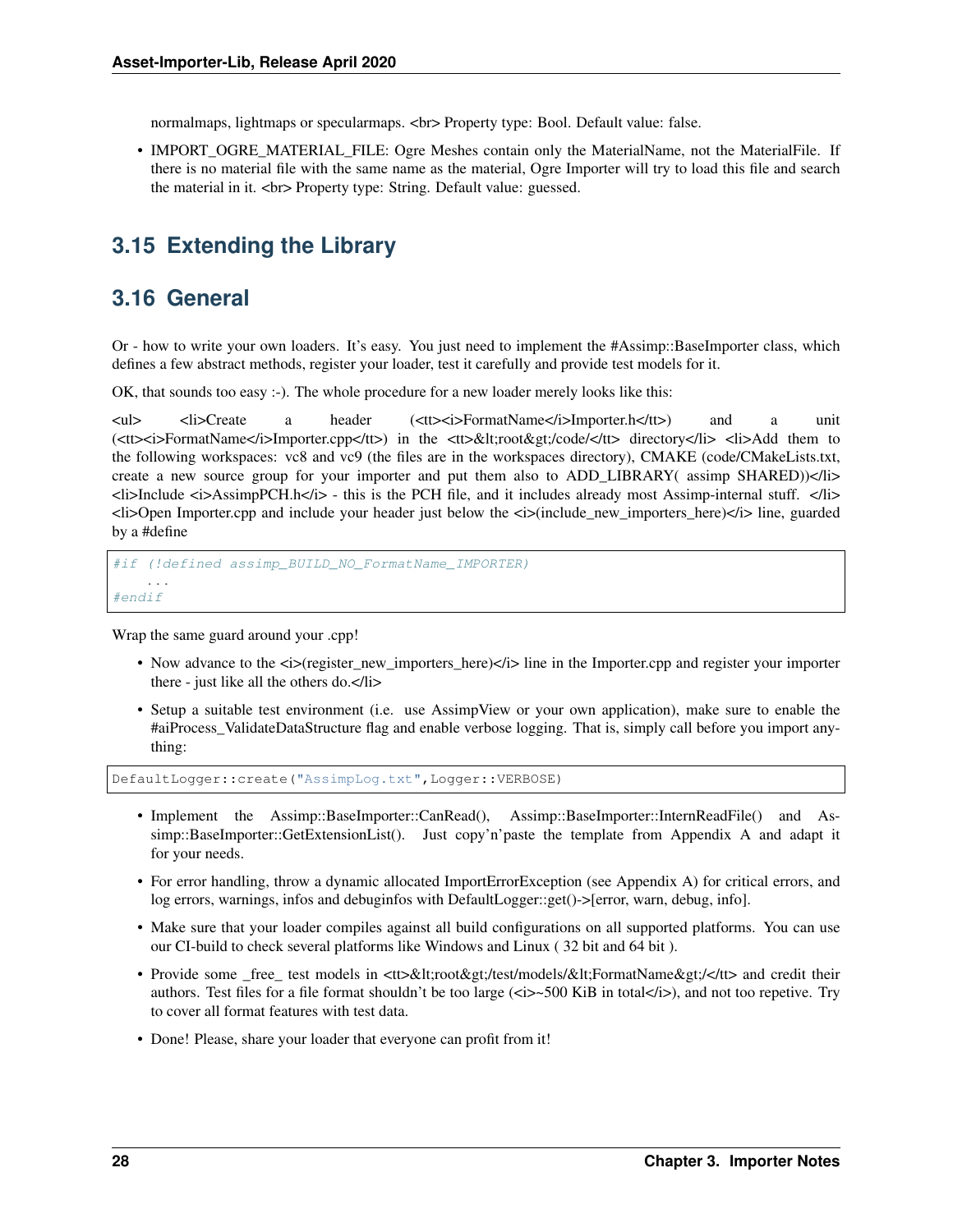normalmaps, lightmaps or specularmaps. <br> Property type: Bool. Default value: false.

- IMPORT_OGRE_MATERIAL_FILE: Ogre Meshes contain only the MaterialName, not the MaterialFile. If there is no material file with the same name as the material, Ogre Importer will try to load this file and search the material in it. <br> Property type: String. Default value: guessed.

## 3.15 Extending the Library

## 3.16 General

Or - how to write your own loaders. It's easy. You just need to implement the #Assimp::BaseImporter class, which defines a few abstract methods, register your loader, test it carefully and provide test models for it.

OK, that sounds too easy :-). The whole procedure for a new loader merely looks like this:

<ul> <li>Create a header (<tt><i>FormatName</i>Importer.h</tt>) and a unit (<tt><i>FormatName</i>Importer.cpp</tt>) in the <tt>&lt;root&gt;/code/</tt> directory</li> <li>Add them to the following workspaces: vc8 and vc9 (the files are in the workspaces directory), CMAKE (code/CMakeLists.txt, create a new source group for your importer and put them also to ADD_LIBRARY( assimp SHARED))</li> <li>Include <i>AssimpPCH.h</i> - this is the PCH file, and it includes already most Assimp-internal stuff. </li> <li>Open Importer.cpp and include your header just below the <i>(include_new_importers_here)</i> line, guarded by a #define

```
#if (!defined assimp_BUILD_NO_FormatName_IMPORTER)
    ...
#endif
```

Wrap the same guard around your .cpp!

- Now advance to the <i>(register_new_importers_here)</i> line in the Importer.cpp and register your importer there - just like all the others do.</li>
- Setup a suitable test environment (i.e. use AssimpView or your own application), make sure to enable the #aiProcess_ValidateDataStructure flag and enable verbose logging. That is, simply call before you import anything:

```
DefaultLogger::create("AssimpLog.txt",Logger::VERBOSE)
```

- Implement the Assimp::BaseImporter::CanRead(), Assimp::BaseImporter::InternReadFile() and Assimp::BaseImporter::GetExtensionList(). Just copy'n'paste the template from Appendix A and adapt it for your needs.
- For error handling, throw a dynamic allocated ImportErrorException (see Appendix A) for critical errors, and log errors, warnings, infos and debuginfos with DefaultLogger::get()->[error, warn, debug, info].
- Make sure that your loader compiles against all build configurations on all supported platforms. You can use our CI-build to check several platforms like Windows and Linux ( 32 bit and 64 bit ).
- Provide some _free_ test models in <tt>&lt;root&gt;/test/models/&lt;FormatName&gt;/</tt> and credit their authors. Test files for a file format shouldn't be too large (<i>~500 KiB in total</i>), and not too repetive. Try to cover all format features with test data.
- Done! Please, share your loader that everyone can profit from it!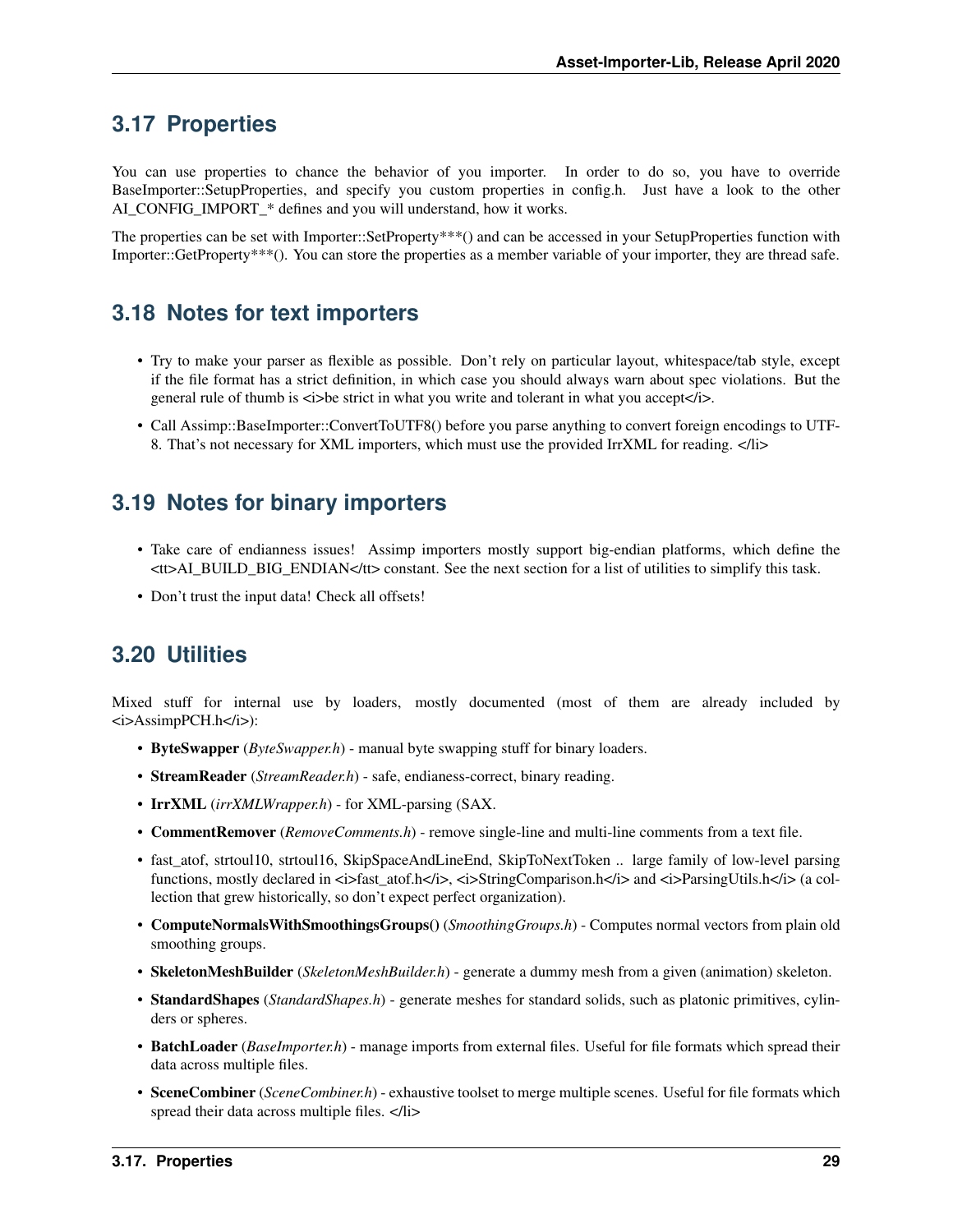## 3.17 Properties

You can use properties to chance the behavior of you importer. In order to do so, you have to override BaseImporter::SetupProperties, and specify you custom properties in config.h. Just have a look to the other AI_CONFIG_IMPORT_* defines and you will understand, how it works.

The properties can be set with Importer::SetProperty***() and can be accessed in your SetupProperties function with Importer::GetProperty***(). You can store the properties as a member variable of your importer, they are thread safe.

## 3.18 Notes for text importers

- Try to make your parser as flexible as possible. Don't rely on particular layout, whitespace/tab style, except if the file format has a strict definition, in which case you should always warn about spec violations. But the general rule of thumb is <i>be strict in what you write and tolerant in what you accept</i>.
- Call Assimp::BaseImporter::ConvertToUTF8() before you parse anything to convert foreign encodings to UTF-8. That's not necessary for XML importers, which must use the provided IrrXML for reading. </li>

## 3.19 Notes for binary importers

- Take care of endianness issues! Assimp importers mostly support big-endian platforms, which define the <tt>AI_BUILD_BIG_ENDIAN</tt> constant. See the next section for a list of utilities to simplify this task.
- Don't trust the input data! Check all offsets!

## 3.20 Utilities

Mixed stuff for internal use by loaders, mostly documented (most of them are already included by <i>AssimpPCH.h</i>):

- **ByteSwapper** (*ByteSwapper.h*) - manual byte swapping stuff for binary loaders.
- **StreamReader** (*StreamReader.h*) - safe, endianess-correct, binary reading.
- **IrrXML** (*irrXMLWrapper.h*) - for XML-parsing (SAX.
- **CommentRemover** (*RemoveComments.h*) - remove single-line and multi-line comments from a text file.
- fast_atof, strtoul10, strtoul16, SkipSpaceAndLineEnd, SkipToNextToken .. large family of low-level parsing functions, mostly declared in <i>fast_atof.h</i>, <i>StringComparison.h</i> and <i>ParsingUtils.h</i> (a collection that grew historically, so don't expect perfect organization).
- **ComputeNormalsWithSmoothingsGroups()** (*SmoothingGroups.h*) - Computes normal vectors from plain old smoothing groups.
- **SkeletonMeshBuilder** (*SkeletonMeshBuilder.h*) - generate a dummy mesh from a given (animation) skeleton.
- **StandardShapes** (*StandardShapes.h*) - generate meshes for standard solids, such as platonic primitives, cylinders or spheres.
- **BatchLoader** (*BaseImporter.h*) - manage imports from external files. Useful for file formats which spread their data across multiple files.
- **SceneCombiner** (*SceneCombiner.h*) - exhaustive toolset to merge multiple scenes. Useful for file formats which spread their data across multiple files. </li>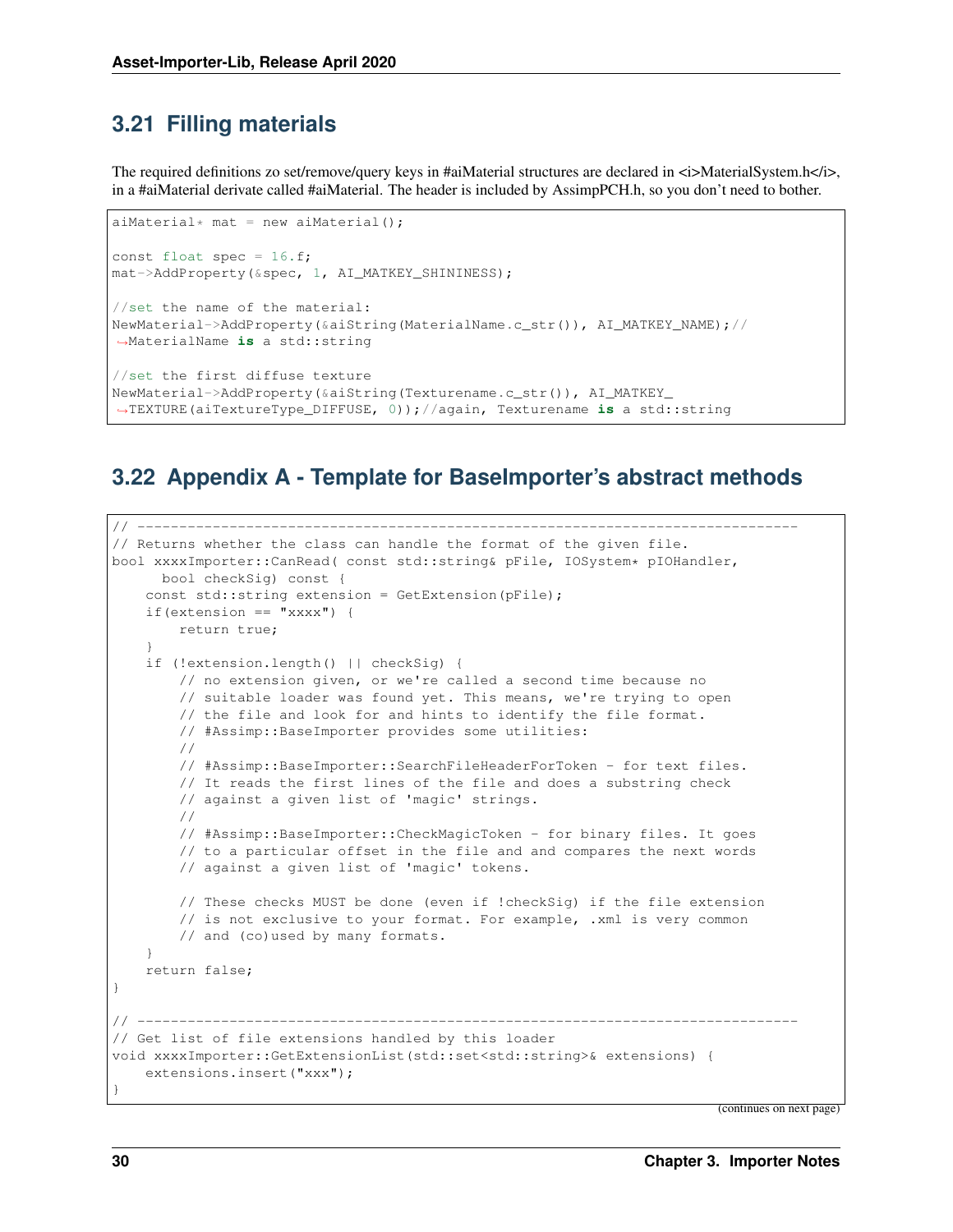## 3.21 Filling materials

The required definitions zo set/remove/query keys in #aiMaterial structures are declared in <i>MaterialSystem.h</i>, in a #aiMaterial derivate called #aiMaterial. The header is included by AssimpPCH.h, so you don't need to bother.

```
aiMaterial* mat = new aiMaterial();

const float spec = 16.f;
mat->AddProperty(&spec, 1, AI_MATKEY_SHININESS);

//set the name of the material:
NewMaterial->AddProperty(&aiString(MaterialName.c_str()), AI_MATKEY_NAME);//
→MaterialName is a std::string

//set the first diffuse texture
NewMaterial->AddProperty(&aiString(Texturename.c_str()), AI_MATKEY_
→TEXTURE(aiTextureType_DIFFUSE, 0));//again, Texturename is a std::string
```

## 3.22 Appendix A - Template for BaseImporter's abstract methods

```
// -------------------------------------------------------------------------------
// Returns whether the class can handle the format of the given file.
bool xxxxImporter::CanRead( const std::string& pFile, IOSystem* pIOHandler,
      bool checkSig) const {
    const std::string extension = GetExtension(pFile);
    if(extension == "xxxx") {
        return true;
    }
    if (!extension.length() || checkSig) {
        // no extension given, or we're called a second time because no
        // suitable loader was found yet. This means, we're trying to open
        // the file and look for and hints to identify the file format.
        // #Assimp::BaseImporter provides some utilities:
        //
        // #Assimp::BaseImporter::SearchFileHeaderForToken - for text files.
        // It reads the first lines of the file and does a substring check
        // against a given list of 'magic' strings.
        //
        // #Assimp::BaseImporter::CheckMagicToken - for binary files. It goes
        // to a particular offset in the file and and compares the next words
        // against a given list of 'magic' tokens.

        // These checks MUST be done (even if !checkSig) if the file extension
        // is not exclusive to your format. For example, .xml is very common
        // and (co)used by many formats.
    }
    return false;
}

// -------------------------------------------------------------------------------
// Get list of file extensions handled by this loader
void xxxxImporter::GetExtensionList(std::set<std::string>& extensions) {
    extensions.insert("xxx");
}
```

(continues on next page)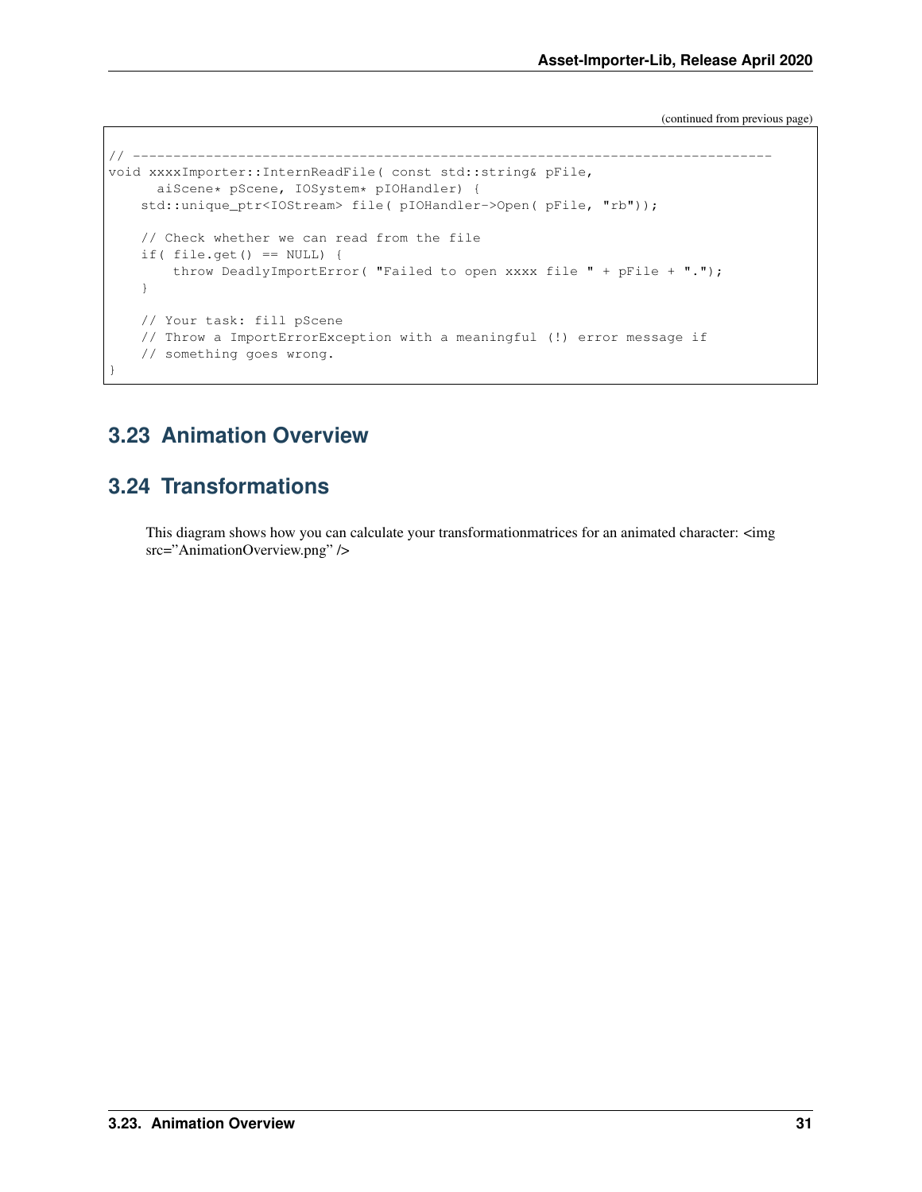(continued from previous page)

```
// -------------------------------------------------------------------------------
void xxxxImporter::InternReadFile( const std::string& pFile,
      aiScene* pScene, IOSystem* pIOHandler) {
    std::unique_ptr<IOStream> file( pIOHandler->Open( pFile, "rb"));

    // Check whether we can read from the file
    if( file.get() == NULL) {
        throw DeadlyImportError( "Failed to open xxxx file " + pFile + ".");
    }

    // Your task: fill pScene
    // Throw a ImportErrorException with a meaningful (!) error message if
    // something goes wrong.
}
```

## 3.23 Animation Overview

## 3.24 Transformations

This diagram shows how you can calculate your transformationmatrices for an animated character: <img src="AnimationOverview.png" />